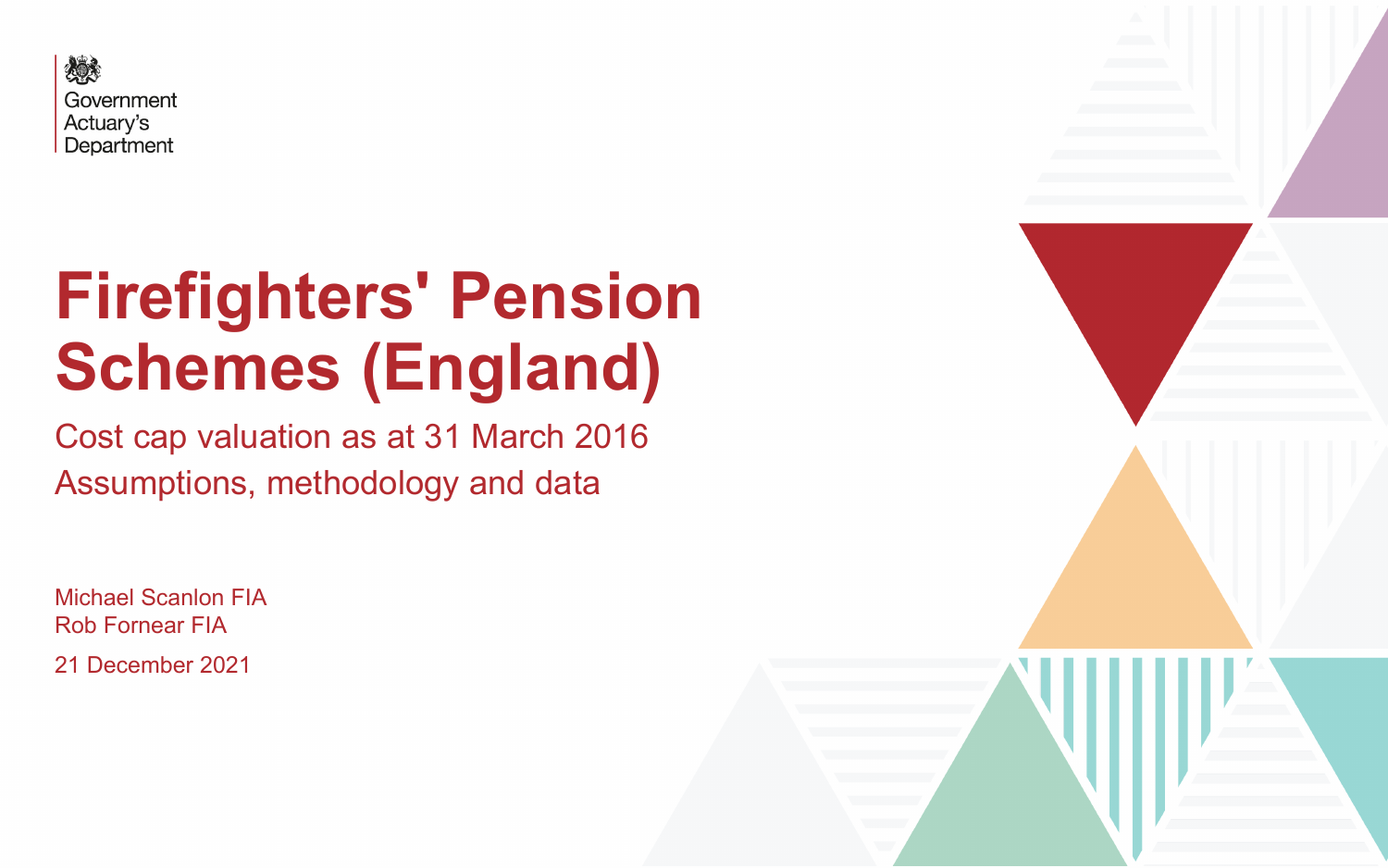Government Actuary's Department

# Firefighters' Pension Schemes (England)

## Cost cap valuation as at 31 March 2016
## Assumptions, methodology and data

Michael Scanlon FIA
Rob Fornear FIA

21 December 2021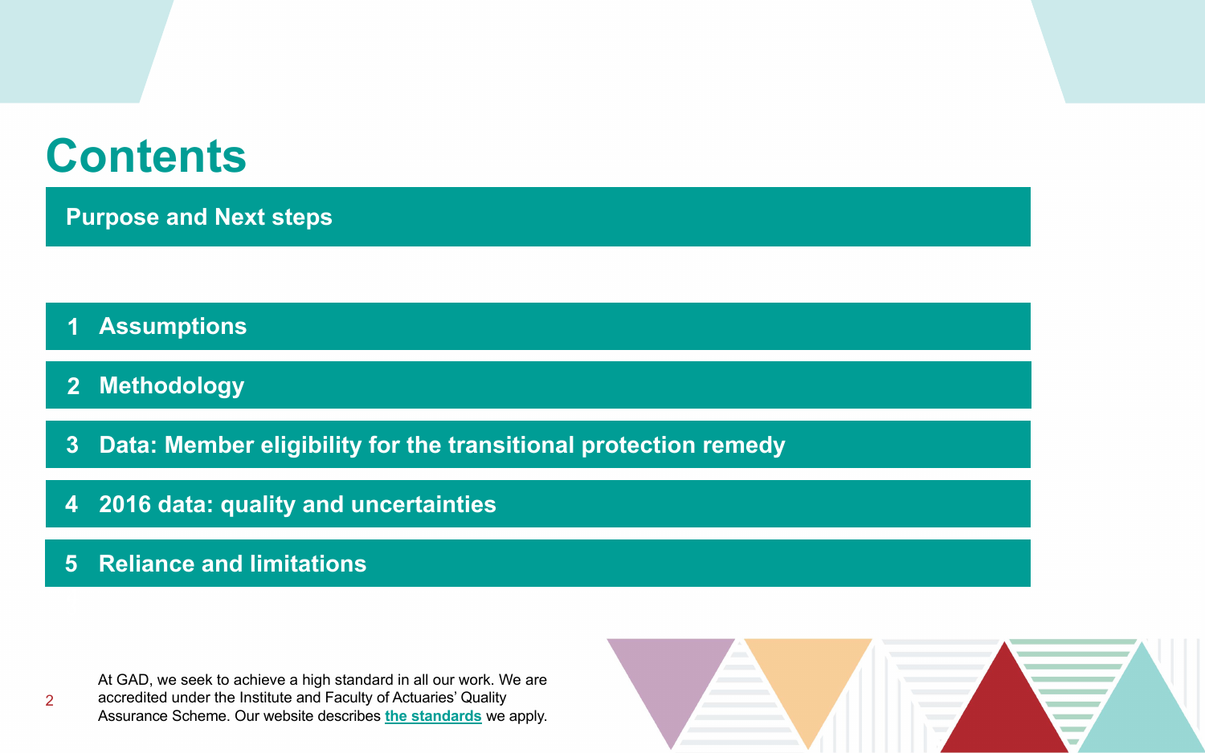# Contents

**Purpose and Next steps**

1. **Assumptions**
2. **Methodology**
3. **Data: Member eligibility for the transitional protection remedy**
4. **2016 data: quality and uncertainties**
5. **Reliance and limitations**

At GAD, we seek to achieve a high standard in all our work. We are accredited under the Institute and Faculty of Actuaries' Quality Assurance Scheme. Our website describes [the standards](#) we apply.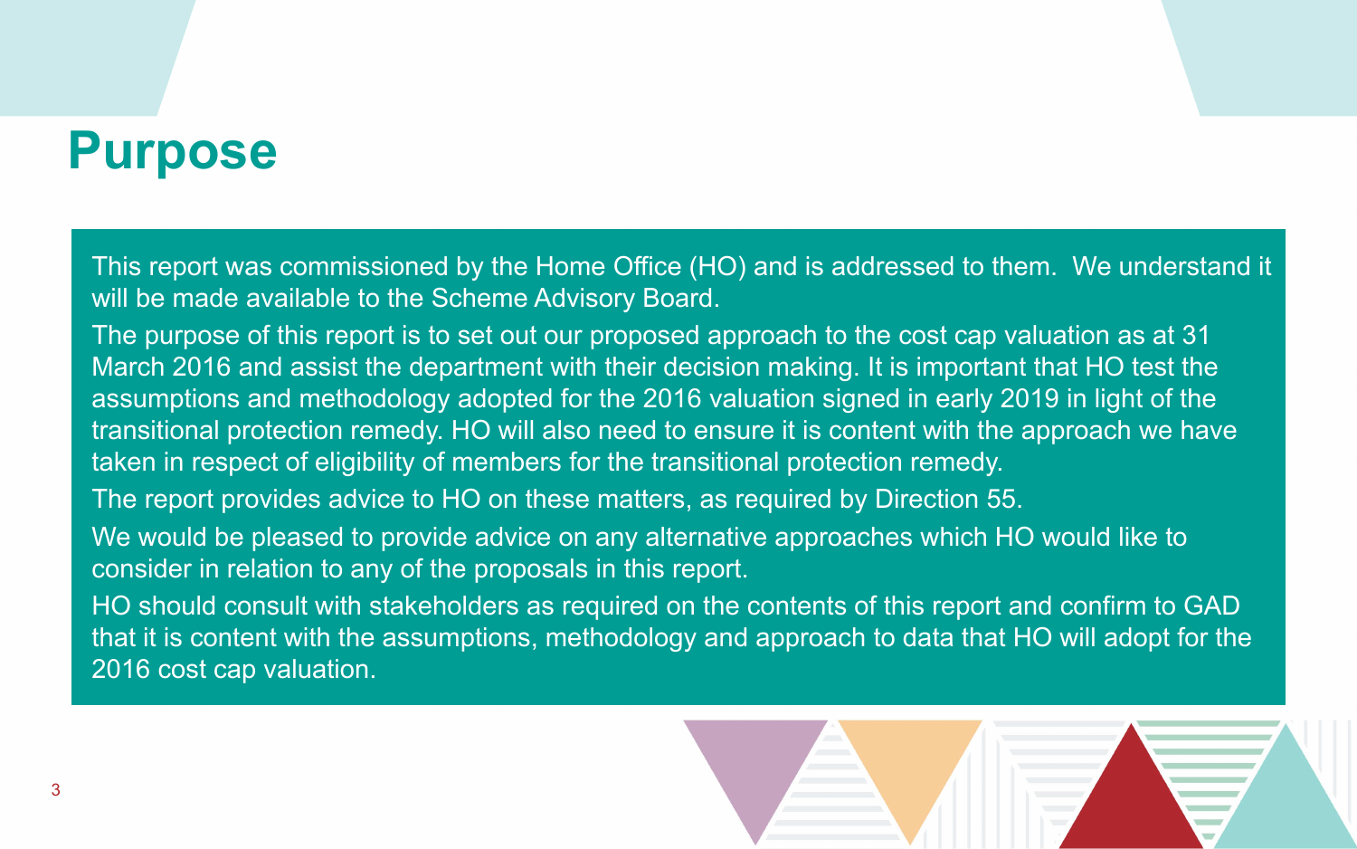# Purpose

This report was commissioned by the Home Office (HO) and is addressed to them. We understand it will be made available to the Scheme Advisory Board.

The purpose of this report is to set out our proposed approach to the cost cap valuation as at 31 March 2016 and assist the department with their decision making. It is important that HO test the assumptions and methodology adopted for the 2016 valuation signed in early 2019 in light of the transitional protection remedy. HO will also need to ensure it is content with the approach we have taken in respect of eligibility of members for the transitional protection remedy.

The report provides advice to HO on these matters, as required by Direction 55.

We would be pleased to provide advice on any alternative approaches which HO would like to consider in relation to any of the proposals in this report.

HO should consult with stakeholders as required on the contents of this report and confirm to GAD that it is content with the assumptions, methodology and approach to data that HO will adopt for the 2016 cost cap valuation.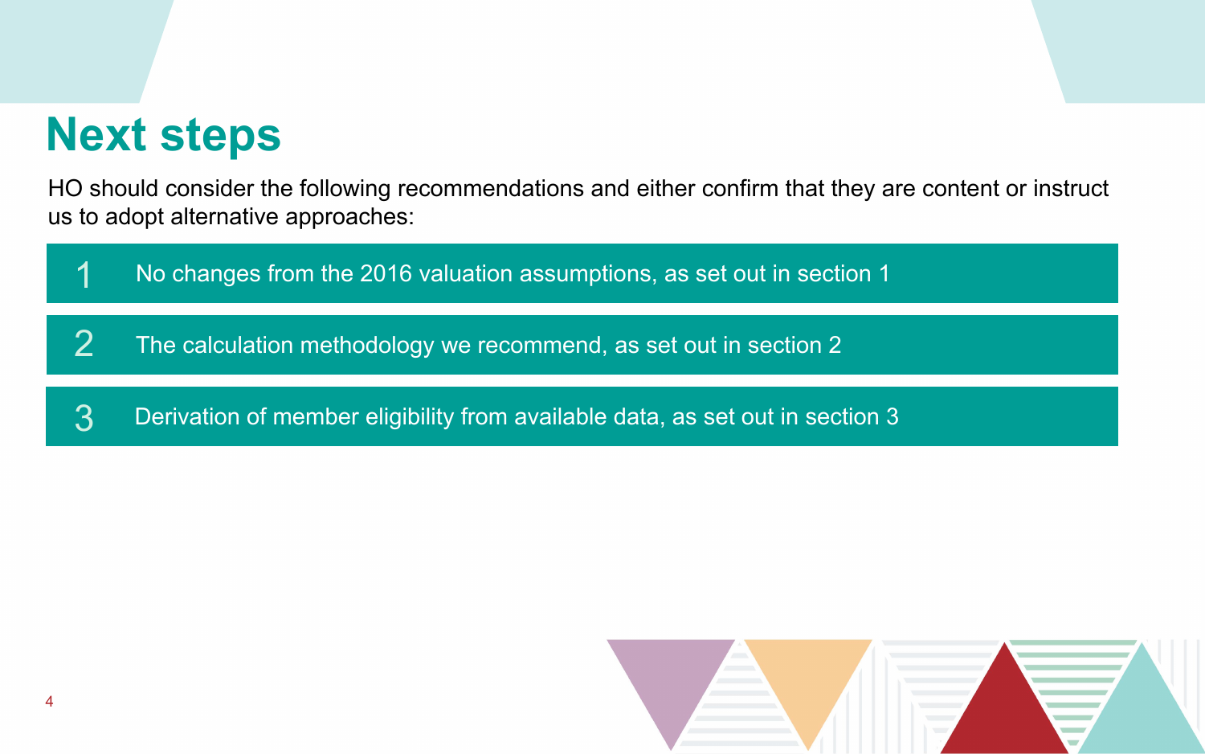# Next steps

HO should consider the following recommendations and either confirm that they are content or instruct us to adopt alternative approaches:

1. No changes from the 2016 valuation assumptions, as set out in section 1
2. The calculation methodology we recommend, as set out in section 2
3. Derivation of member eligibility from available data, as set out in section 3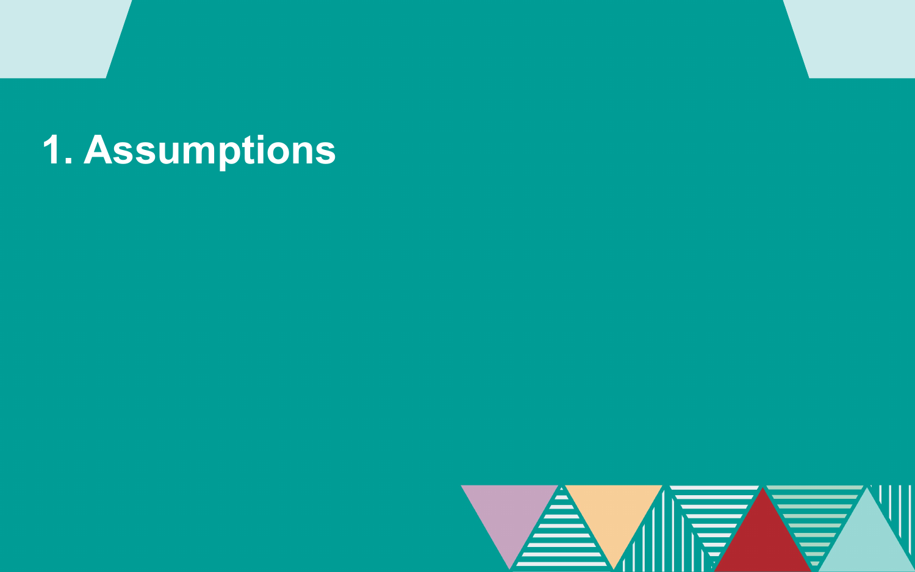# 1. Assumptions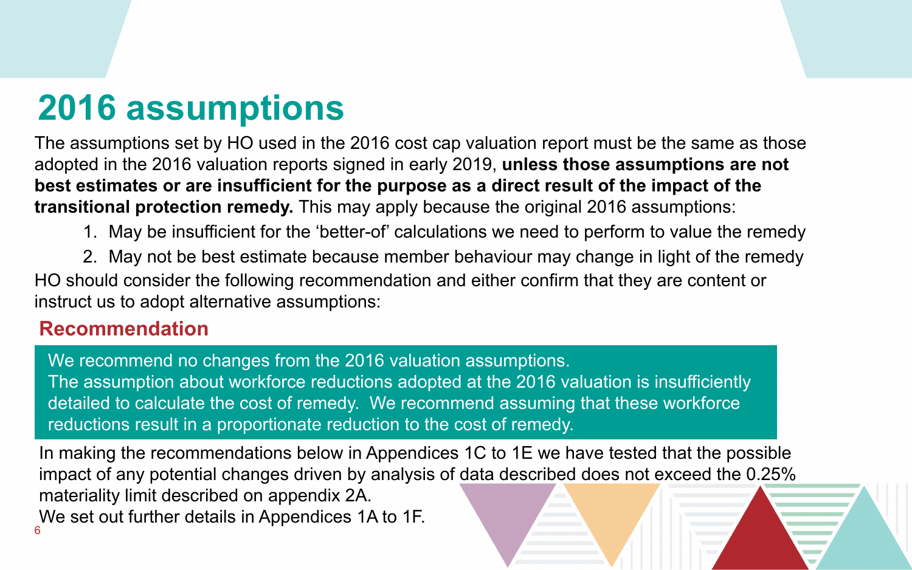# 2016 assumptions

The assumptions set by HO used in the 2016 cost cap valuation report must be the same as those adopted in the 2016 valuation reports signed in early 2019, **unless those assumptions are not best estimates or are insufficient for the purpose as a direct result of the impact of the transitional protection remedy.** This may apply because the original 2016 assumptions:

1. May be insufficient for the 'better-of' calculations we need to perform to value the remedy
2. May not be best estimate because member behaviour may change in light of the remedy

HO should consider the following recommendation and either confirm that they are content or instruct us to adopt alternative assumptions:

## Recommendation

We recommend no changes from the 2016 valuation assumptions.
The assumption about workforce reductions adopted at the 2016 valuation is insufficiently detailed to calculate the cost of remedy. We recommend assuming that these workforce reductions result in a proportionate reduction to the cost of remedy.

In making the recommendations below in Appendices 1C to 1E we have tested that the possible impact of any potential changes driven by analysis of data described does not exceed the 0.25% materiality limit described on appendix 2A.
We set out further details in Appendices 1A to 1F.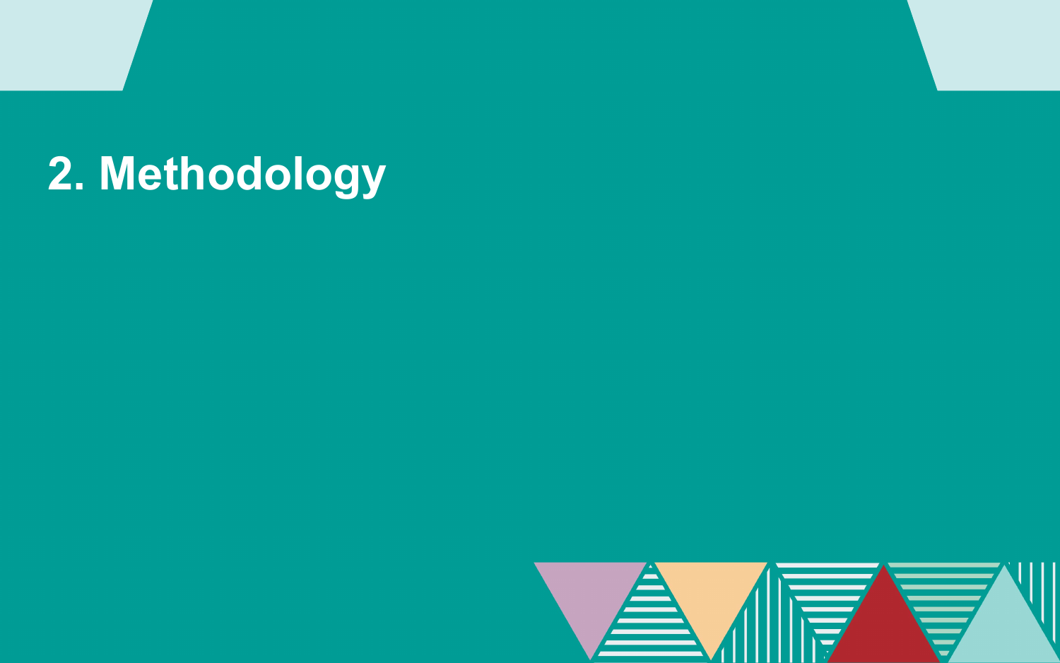# 2. Methodology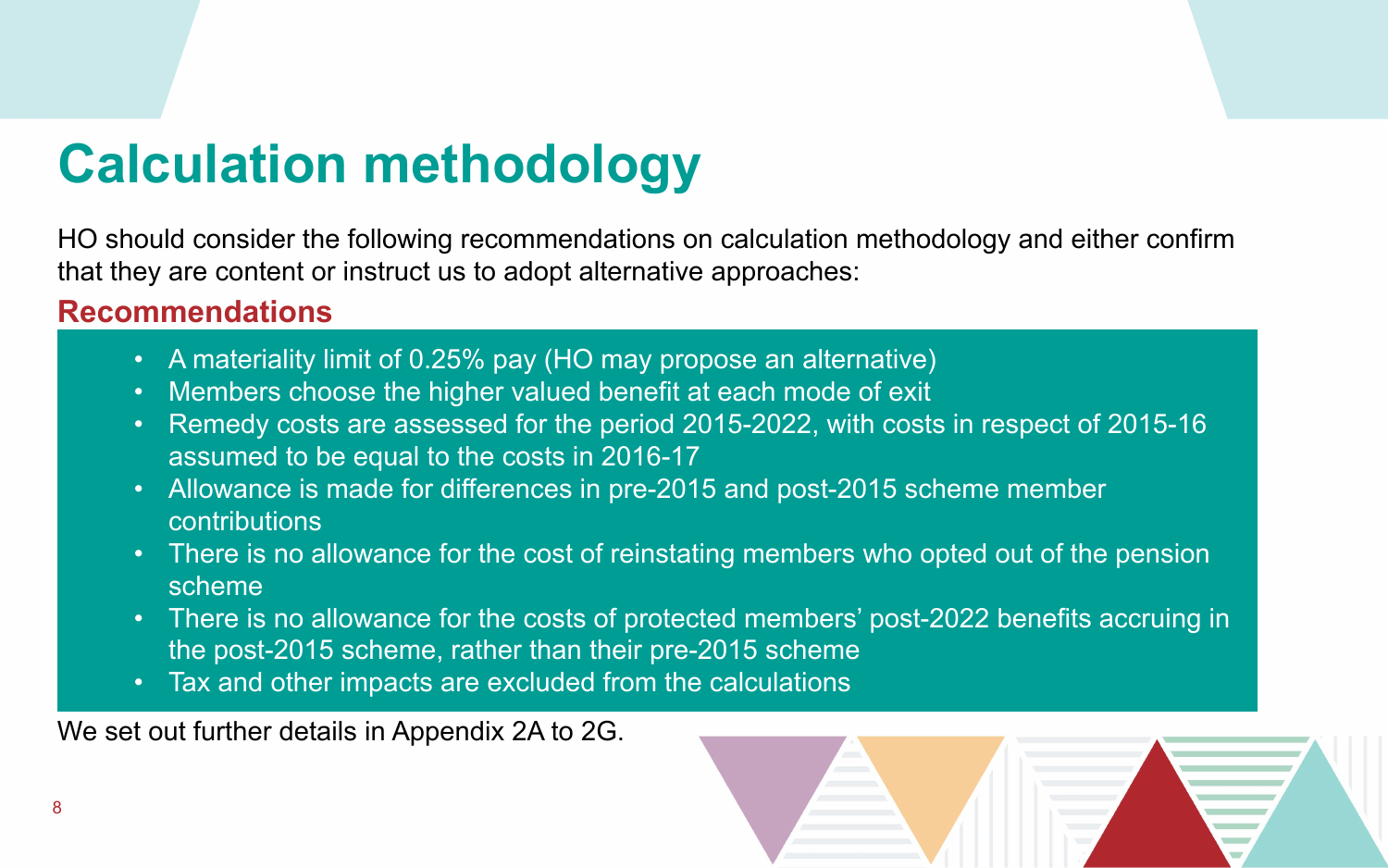# Calculation methodology

HO should consider the following recommendations on calculation methodology and either confirm that they are content or instruct us to adopt alternative approaches:

## Recommendations

- A materiality limit of 0.25% pay (HO may propose an alternative)
- Members choose the higher valued benefit at each mode of exit
- Remedy costs are assessed for the period 2015-2022, with costs in respect of 2015-16 assumed to be equal to the costs in 2016-17
- Allowance is made for differences in pre-2015 and post-2015 scheme member contributions
- There is no allowance for the cost of reinstating members who opted out of the pension scheme
- There is no allowance for the costs of protected members' post-2022 benefits accruing in the post-2015 scheme, rather than their pre-2015 scheme
- Tax and other impacts are excluded from the calculations

We set out further details in Appendix 2A to 2G.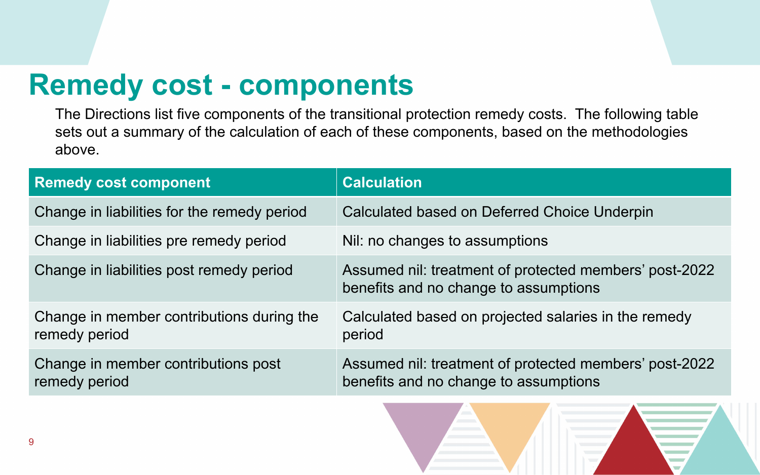# Remedy cost - components

The Directions list five components of the transitional protection remedy costs. The following table sets out a summary of the calculation of each of these components, based on the methodologies above.

| Remedy cost component | Calculation |
| --- | --- |
| Change in liabilities for the remedy period | Calculated based on Deferred Choice Underpin |
| Change in liabilities pre remedy period | Nil: no changes to assumptions |
| Change in liabilities post remedy period | Assumed nil: treatment of protected members' post-2022 benefits and no change to assumptions |
| Change in member contributions during the remedy period | Calculated based on projected salaries in the remedy period |
| Change in member contributions post remedy period | Assumed nil: treatment of protected members' post-2022 benefits and no change to assumptions |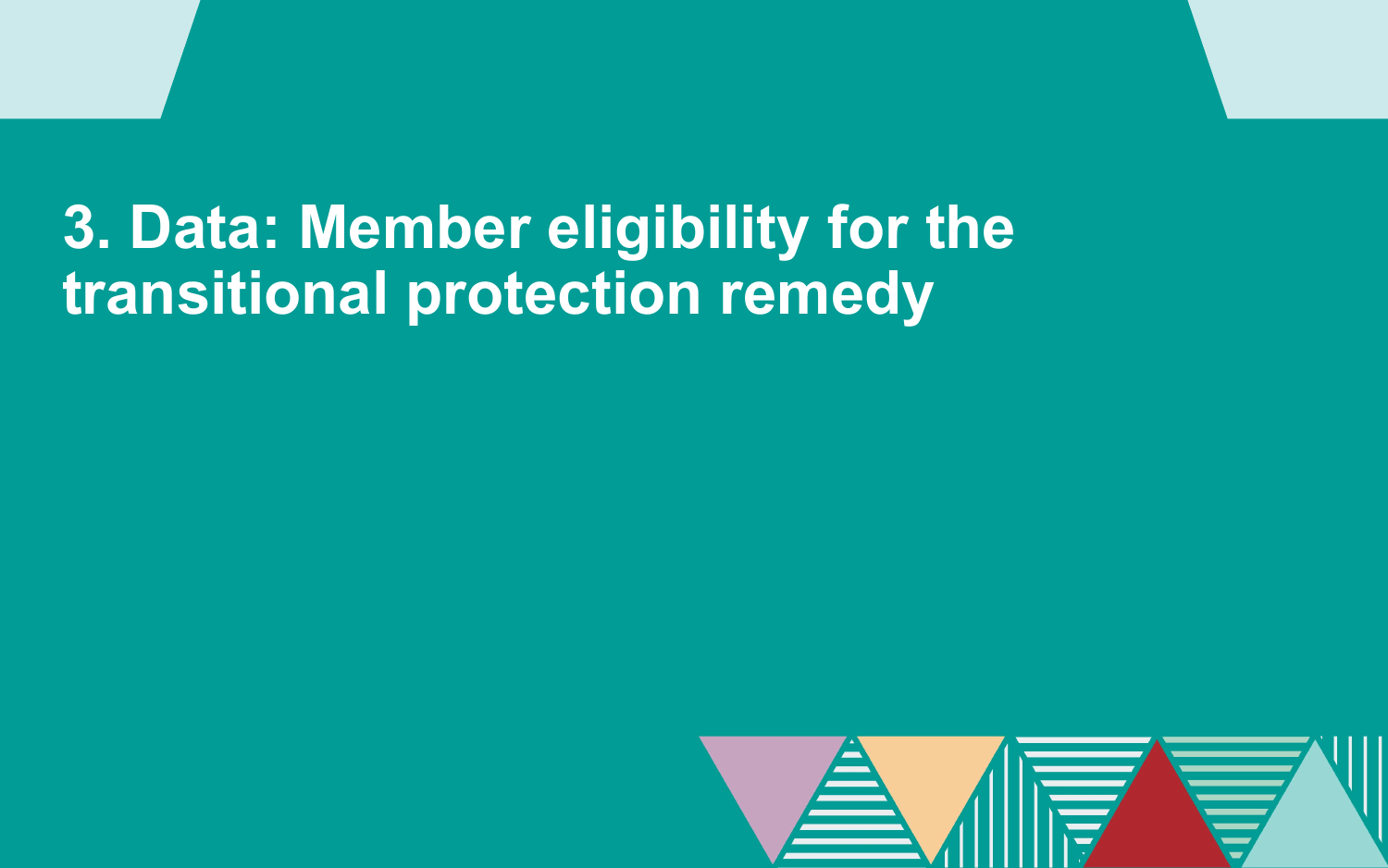# 3. Data: Member eligibility for the transitional protection remedy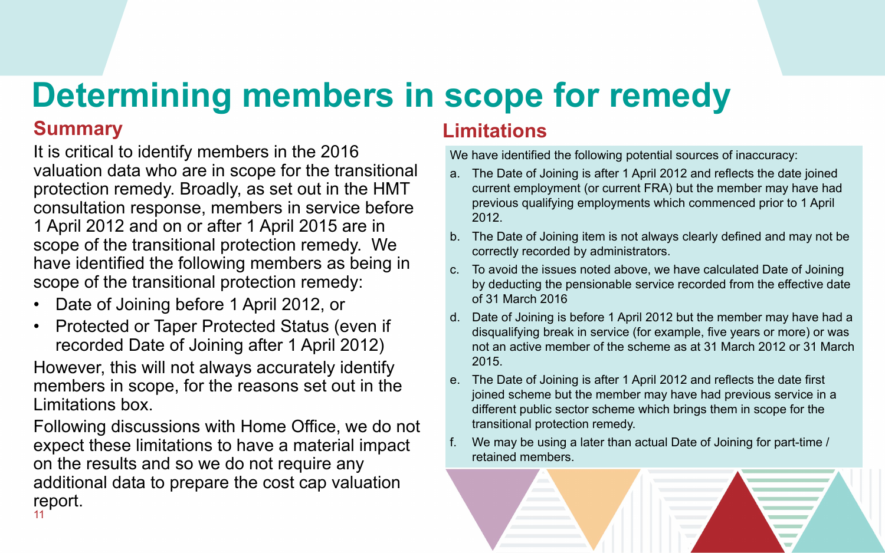# Determining members in scope for remedy

## Summary

It is critical to identify members in the 2016 valuation data who are in scope for the transitional protection remedy. Broadly, as set out in the HMT consultation response, members in service before 1 April 2012 and on or after 1 April 2015 are in scope of the transitional protection remedy. We have identified the following members as being in scope of the transitional protection remedy:

- Date of Joining before 1 April 2012, or
- Protected or Taper Protected Status (even if recorded Date of Joining after 1 April 2012)

However, this will not always accurately identify members in scope, for the reasons set out in the Limitations box.

Following discussions with Home Office, we do not expect these limitations to have a material impact on the results and so we do not require any additional data to prepare the cost cap valuation report.

## Limitations

We have identified the following potential sources of inaccuracy:

a. The Date of Joining is after 1 April 2012 and reflects the date joined current employment (or current FRA) but the member may have had previous qualifying employments which commenced prior to 1 April 2012.

b. The Date of Joining item is not always clearly defined and may not be correctly recorded by administrators.

c. To avoid the issues noted above, we have calculated Date of Joining by deducting the pensionable service recorded from the effective date of 31 March 2016

d. Date of Joining is before 1 April 2012 but the member may have had a disqualifying break in service (for example, five years or more) or was not an active member of the scheme as at 31 March 2012 or 31 March 2015.

e. The Date of Joining is after 1 April 2012 and reflects the date first joined scheme but the member may have had previous service in a different public sector scheme which brings them in scope for the transitional protection remedy.

f. We may be using a later than actual Date of Joining for part-time / retained members.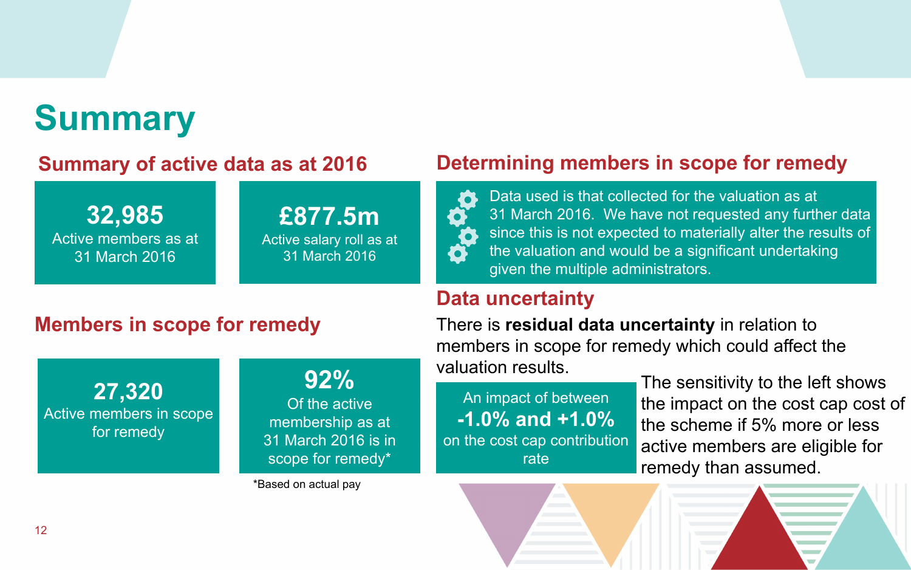# Summary

## Summary of active data as at 2016

**32,985**
Active members as at 31 March 2016

**£877.5m**
Active salary roll as at 31 March 2016

## Members in scope for remedy

**27,320**
Active members in scope for remedy

**92%**
Of the active membership as at 31 March 2016 is in scope for remedy*

*Based on actual pay

## Determining members in scope for remedy

Data used is that collected for the valuation as at 31 March 2016. We have not requested any further data since this is not expected to materially alter the results of the valuation and would be a significant undertaking given the multiple administrators.

## Data uncertainty

There is **residual data uncertainty** in relation to members in scope for remedy which could affect the valuation results.

An impact of between
**-1.0% and +1.0%**
on the cost cap contribution rate

The sensitivity to the left shows the impact on the cost cap cost of the scheme if 5% more or less active members are eligible for remedy than assumed.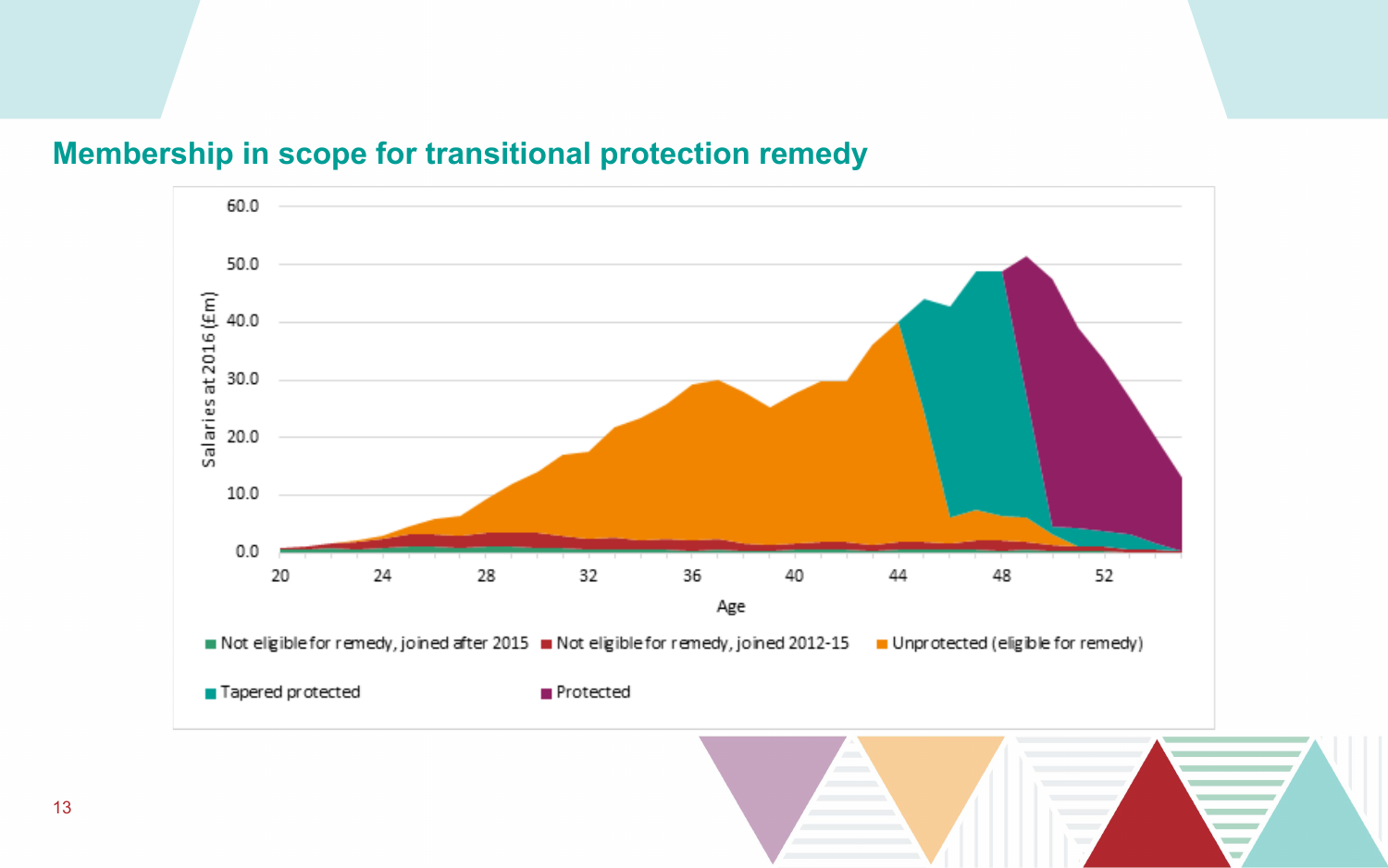## Membership in scope for transitional protection remedy

Salaries at 2016 (£m)

60.0
50.0
40.0
30.0
20.0
10.0
0.0

20 24 28 32 36 40 44 48 52

Age

- Not eligible for remedy, joined after 2015
- Not eligible for remedy, joined 2012-15
- Unprotected (eligible for remedy)
- Tapered protected
- Protected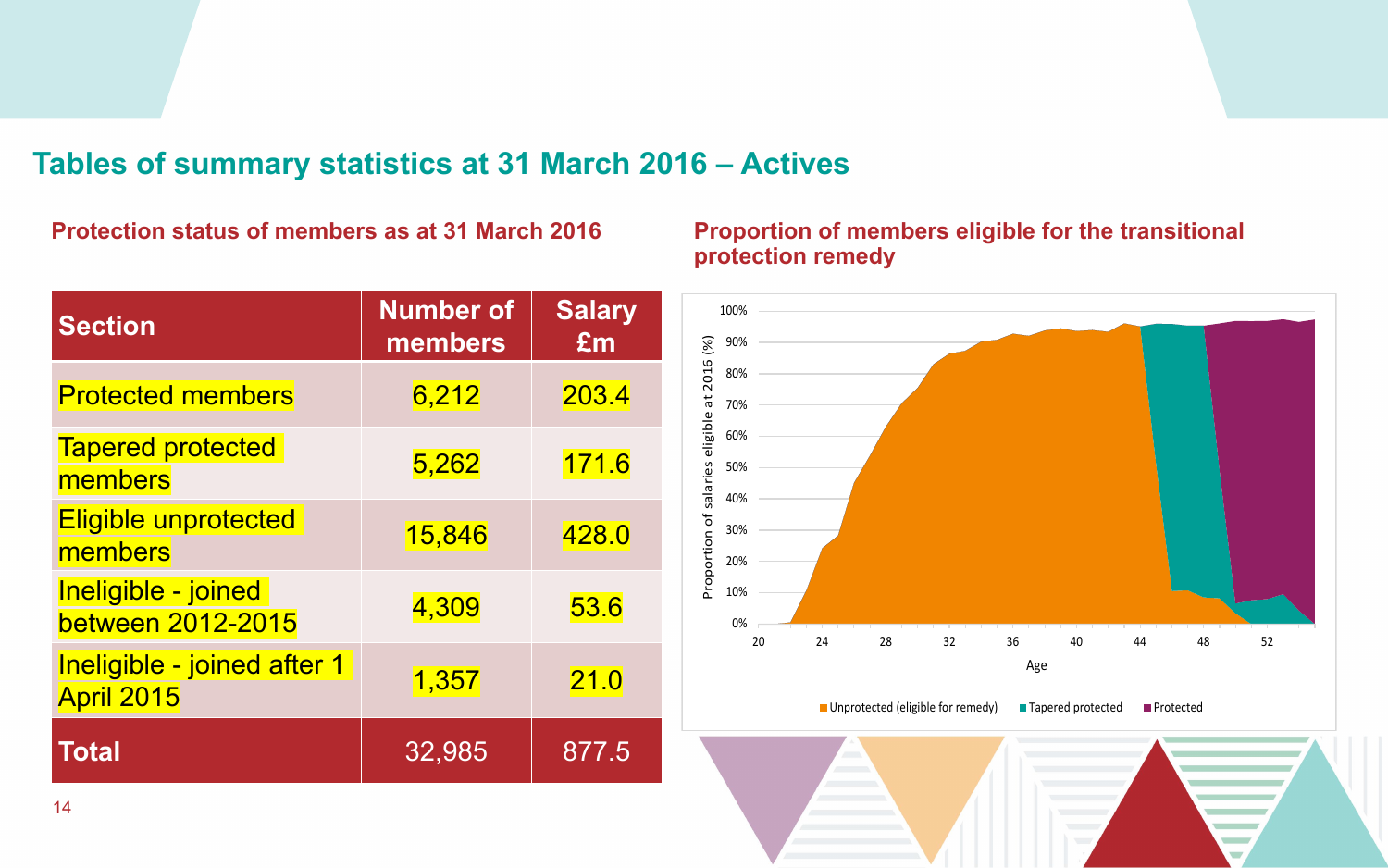## Tables of summary statistics at 31 March 2016 – Actives

### Protection status of members as at 31 March 2016

| Section | Number of members | Salary £m |
|---|---|---|
| Protected members | 6,212 | 203.4 |
| Tapered protected members | 5,262 | 171.6 |
| Eligible unprotected members | 15,846 | 428.0 |
| Ineligible - joined between 2012-2015 | 4,309 | 53.6 |
| Ineligible - joined after 1 April 2015 | 1,357 | 21.0 |
| **Total** | 32,985 | 877.5 |

### Proportion of members eligible for the transitional protection remedy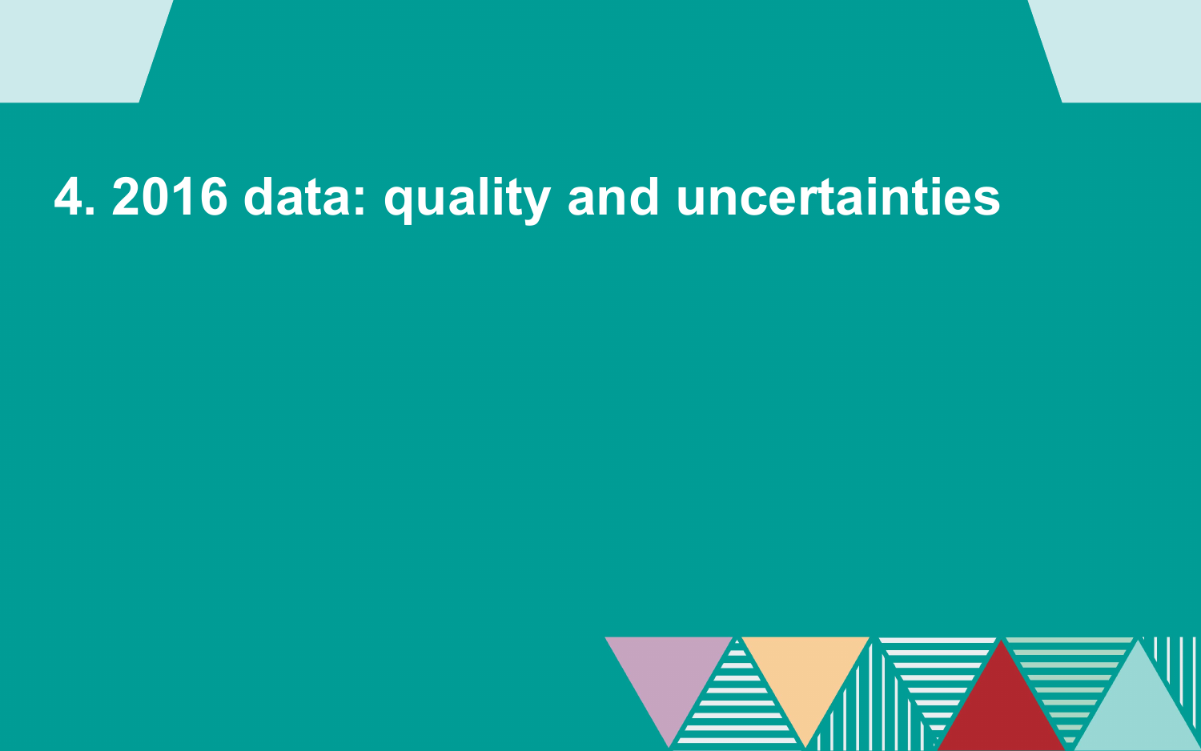# 4. 2016 data: quality and uncertainties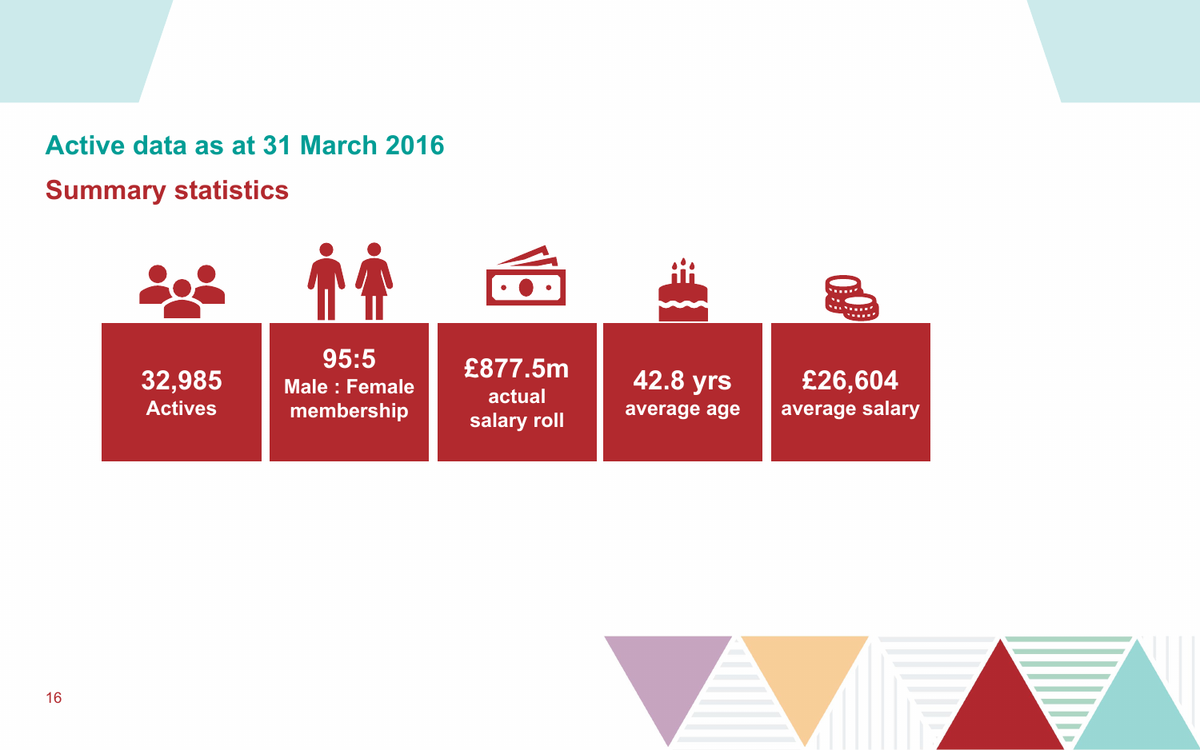## Active data as at 31 March 2016

### Summary statistics

**32,985**
Actives

**95:5**
Male : Female membership

**£877.5m**
actual salary roll

**42.8 yrs**
average age

**£26,604**
average salary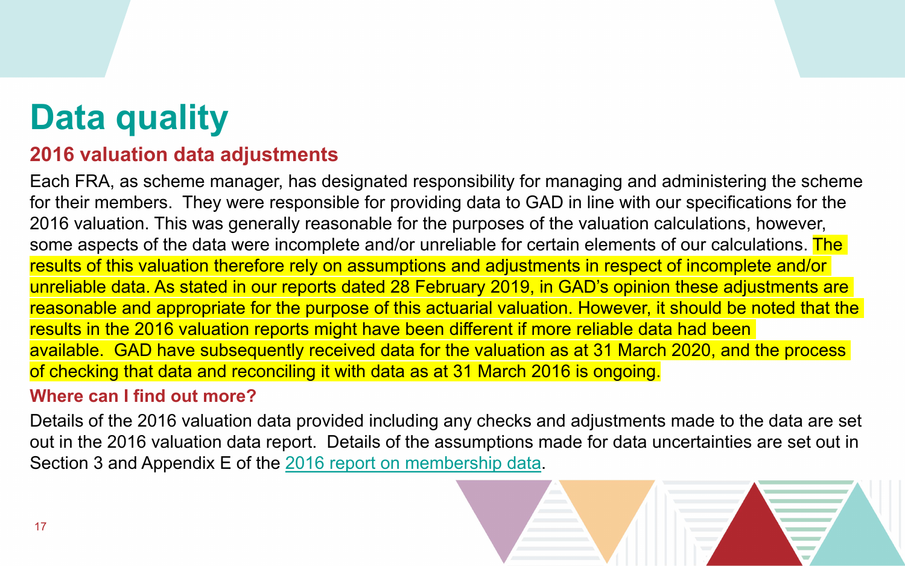# Data quality

## 2016 valuation data adjustments

Each FRA, as scheme manager, has designated responsibility for managing and administering the scheme for their members. They were responsible for providing data to GAD in line with our specifications for the 2016 valuation. This was generally reasonable for the purposes of the valuation calculations, however, some aspects of the data were incomplete and/or unreliable for certain elements of our calculations. The results of this valuation therefore rely on assumptions and adjustments in respect of incomplete and/or unreliable data. As stated in our reports dated 28 February 2019, in GAD's opinion these adjustments are reasonable and appropriate for the purpose of this actuarial valuation. However, it should be noted that the results in the 2016 valuation reports might have been different if more reliable data had been available. GAD have subsequently received data for the valuation as at 31 March 2020, and the process of checking that data and reconciling it with data as at 31 March 2016 is ongoing.

## Where can I find out more?

Details of the 2016 valuation data provided including any checks and adjustments made to the data are set out in the 2016 valuation data report. Details of the assumptions made for data uncertainties are set out in Section 3 and Appendix E of the [2016 report on membership data](#).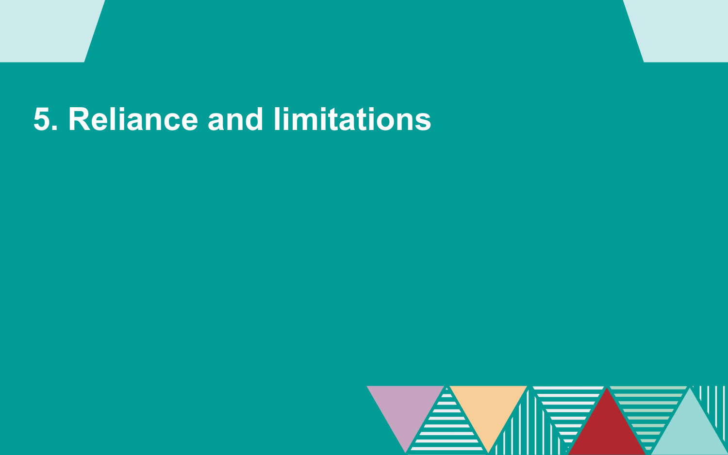# 5. Reliance and limitations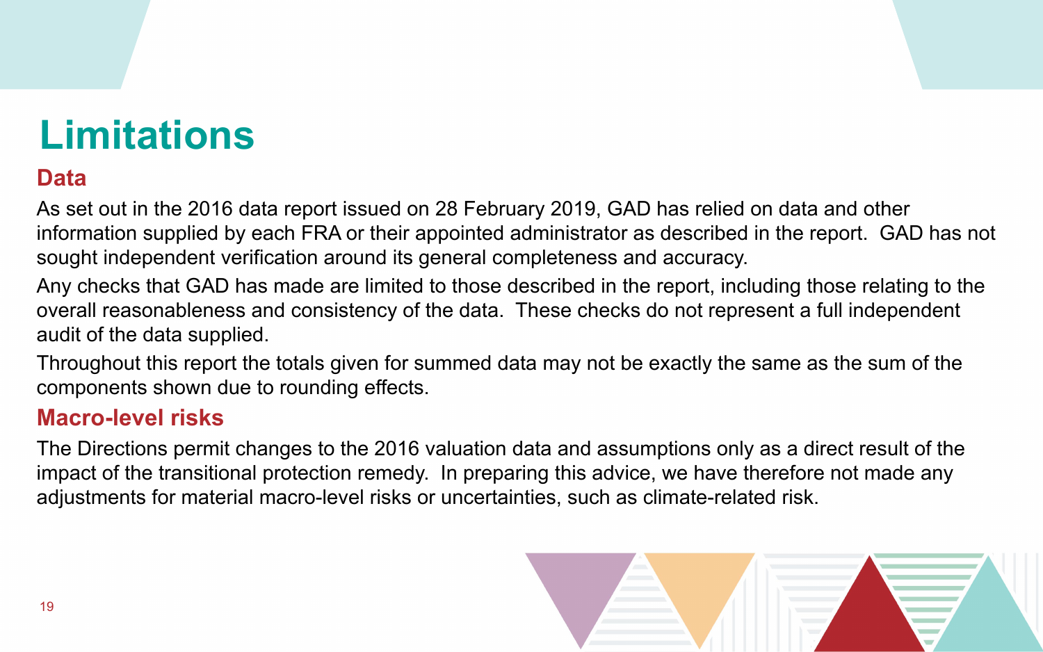# Limitations

## Data

As set out in the 2016 data report issued on 28 February 2019, GAD has relied on data and other information supplied by each FRA or their appointed administrator as described in the report. GAD has not sought independent verification around its general completeness and accuracy.

Any checks that GAD has made are limited to those described in the report, including those relating to the overall reasonableness and consistency of the data. These checks do not represent a full independent audit of the data supplied.

Throughout this report the totals given for summed data may not be exactly the same as the sum of the components shown due to rounding effects.

## Macro-level risks

The Directions permit changes to the 2016 valuation data and assumptions only as a direct result of the impact of the transitional protection remedy. In preparing this advice, we have therefore not made any adjustments for material macro-level risks or uncertainties, such as climate-related risk.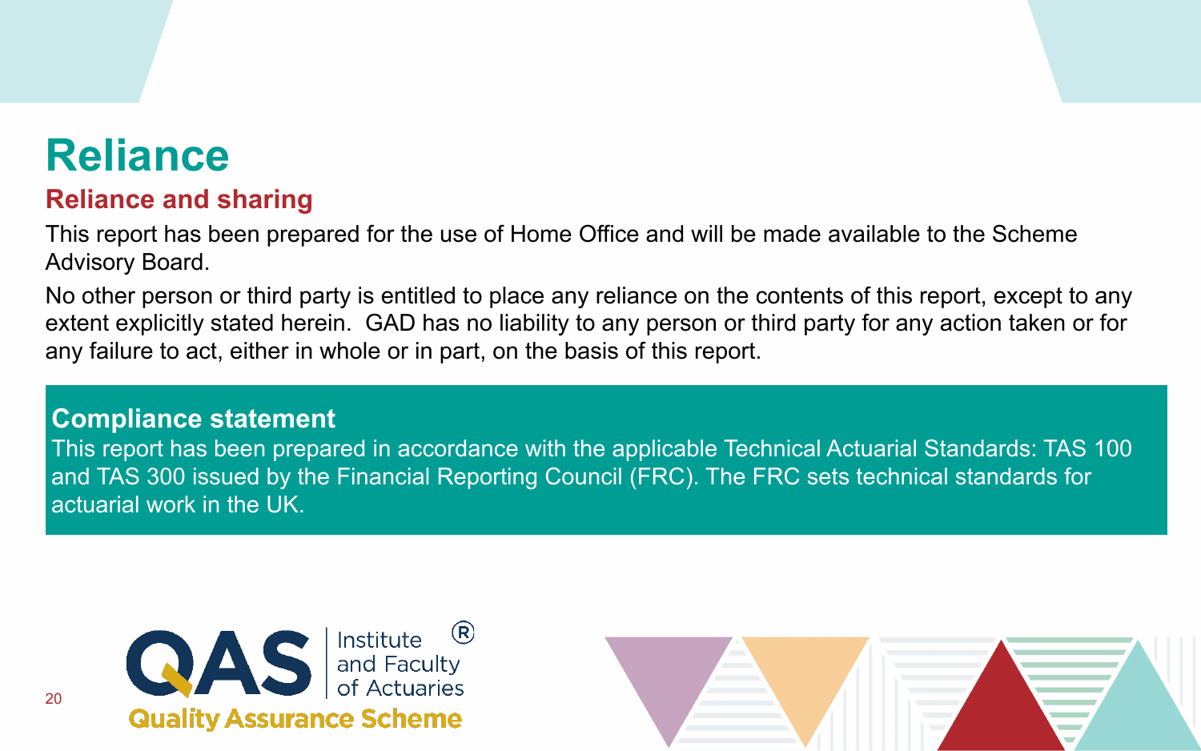# Reliance

## Reliance and sharing

This report has been prepared for the use of Home Office and will be made available to the Scheme Advisory Board.

No other person or third party is entitled to place any reliance on the contents of this report, except to any extent explicitly stated herein. GAD has no liability to any person or third party for any action taken or for any failure to act, either in whole or in part, on the basis of this report.

### Compliance statement

This report has been prepared in accordance with the applicable Technical Actuarial Standards: TAS 100 and TAS 300 issued by the Financial Reporting Council (FRC). The FRC sets technical standards for actuarial work in the UK.

QAS Institute and Faculty of Actuaries®
Quality Assurance Scheme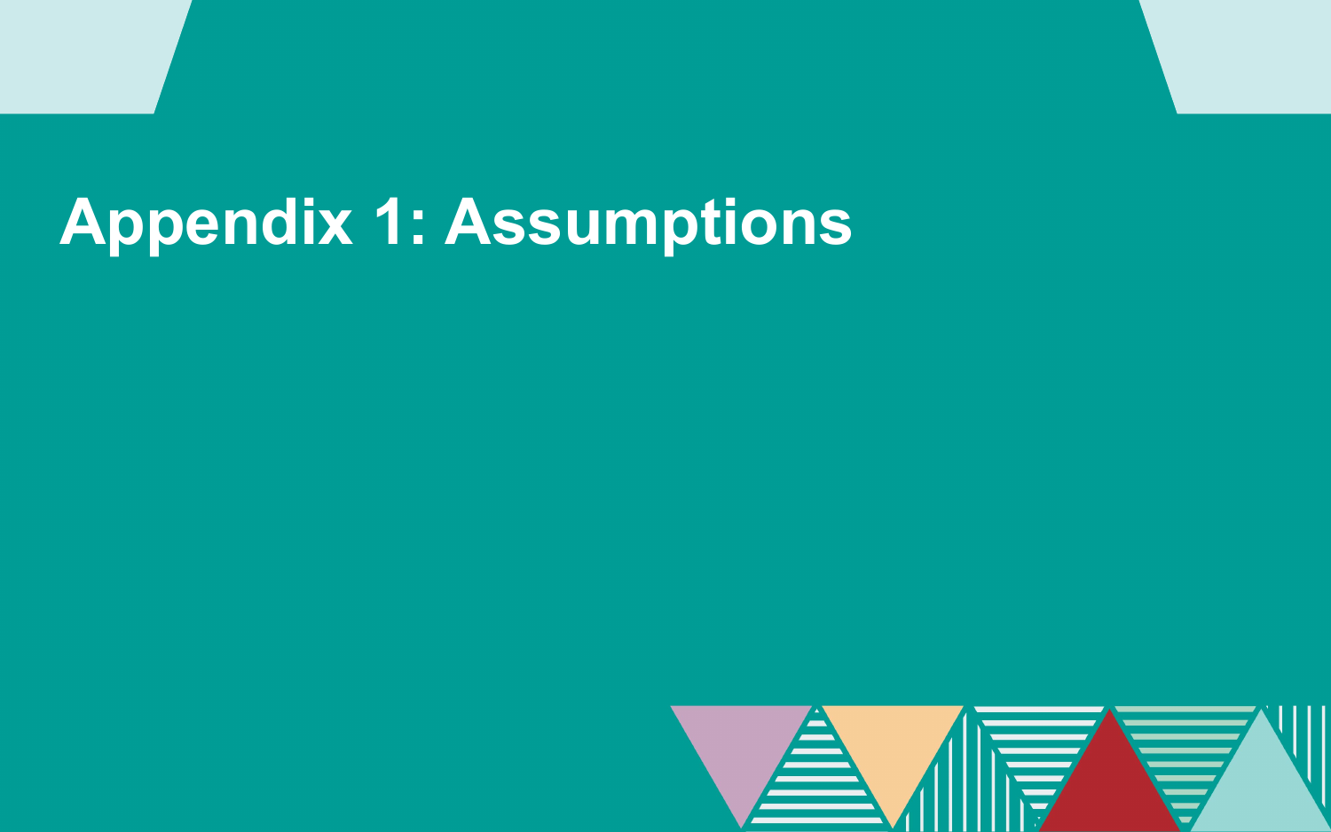# Appendix 1: Assumptions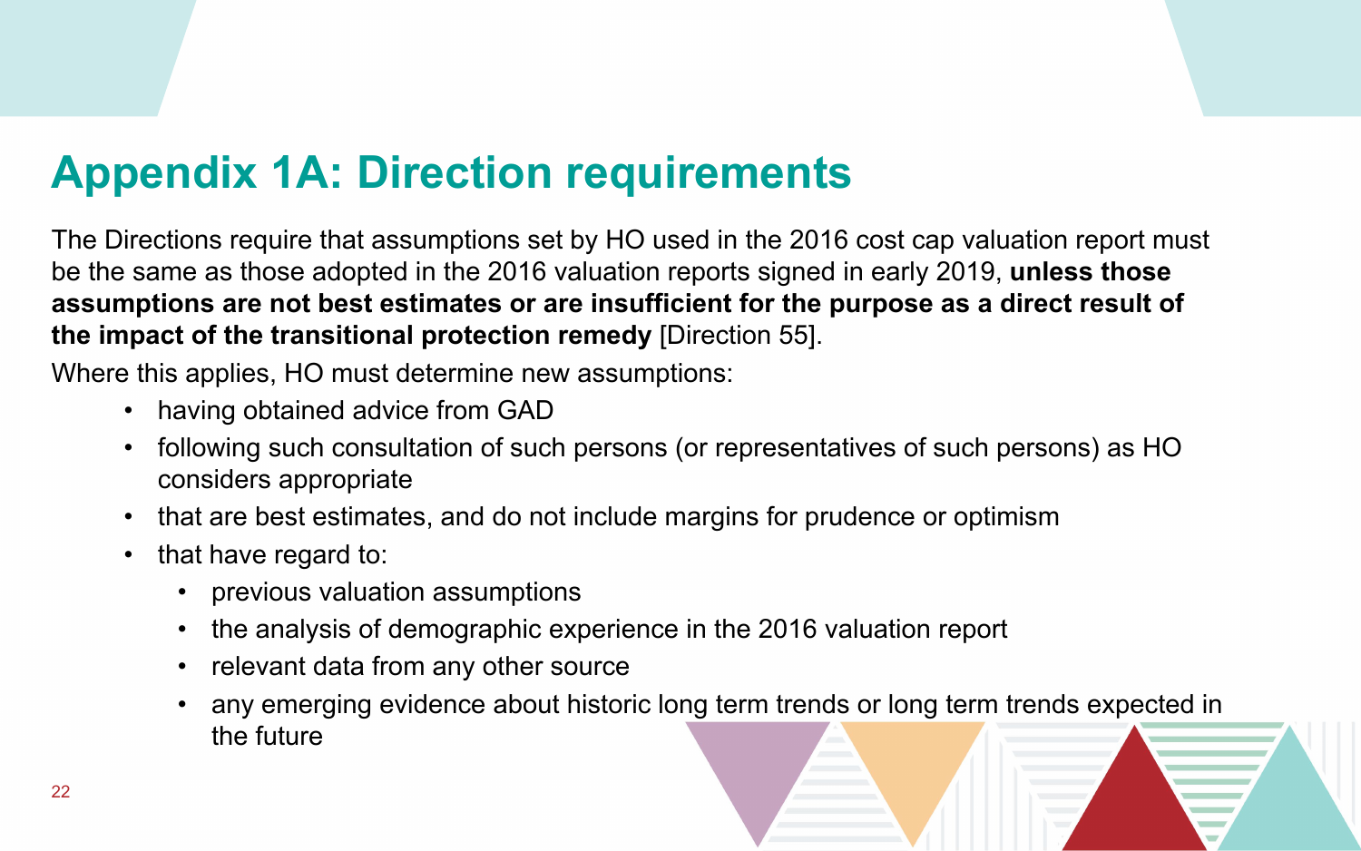# Appendix 1A: Direction requirements

The Directions require that assumptions set by HO used in the 2016 cost cap valuation report must be the same as those adopted in the 2016 valuation reports signed in early 2019, **unless those assumptions are not best estimates or are insufficient for the purpose as a direct result of the impact of the transitional protection remedy** [Direction 55].

Where this applies, HO must determine new assumptions:

- having obtained advice from GAD
- following such consultation of such persons (or representatives of such persons) as HO considers appropriate
- that are best estimates, and do not include margins for prudence or optimism
- that have regard to:
  - previous valuation assumptions
  - the analysis of demographic experience in the 2016 valuation report
  - relevant data from any other source
  - any emerging evidence about historic long term trends or long term trends expected in the future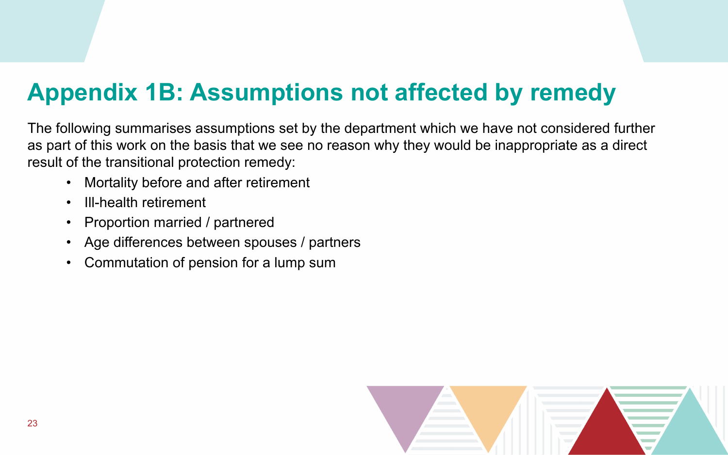# Appendix 1B: Assumptions not affected by remedy

The following summarises assumptions set by the department which we have not considered further as part of this work on the basis that we see no reason why they would be inappropriate as a direct result of the transitional protection remedy:

- Mortality before and after retirement
- Ill-health retirement
- Proportion married / partnered
- Age differences between spouses / partners
- Commutation of pension for a lump sum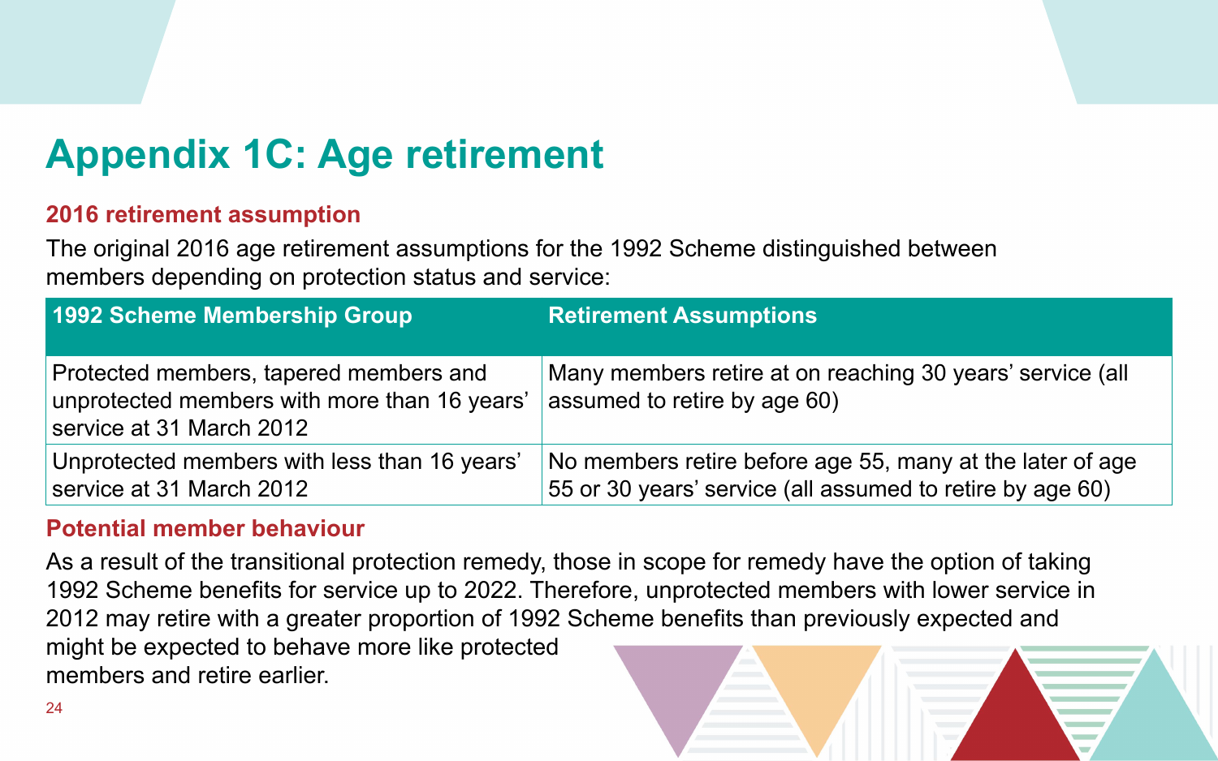# Appendix 1C: Age retirement

### 2016 retirement assumption

The original 2016 age retirement assumptions for the 1992 Scheme distinguished between members depending on protection status and service:

| 1992 Scheme Membership Group | Retirement Assumptions |
|---|---|
| Protected members, tapered members and unprotected members with more than 16 years' service at 31 March 2012 | Many members retire at on reaching 30 years' service (all assumed to retire by age 60) |
| Unprotected members with less than 16 years' service at 31 March 2012 | No members retire before age 55, many at the later of age 55 or 30 years' service (all assumed to retire by age 60) |

### Potential member behaviour

As a result of the transitional protection remedy, those in scope for remedy have the option of taking 1992 Scheme benefits for service up to 2022. Therefore, unprotected members with lower service in 2012 may retire with a greater proportion of 1992 Scheme benefits than previously expected and might be expected to behave more like protected members and retire earlier.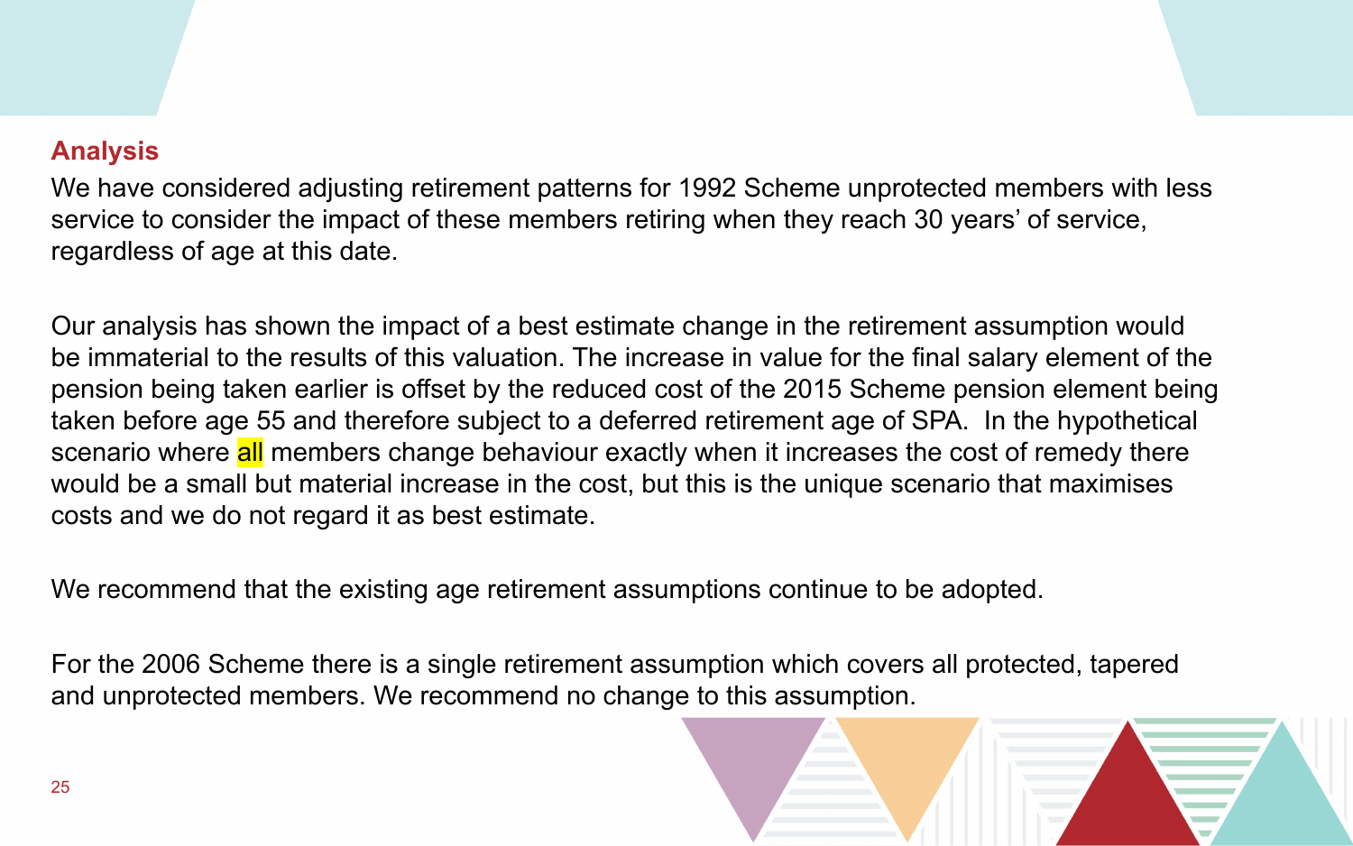## Analysis

We have considered adjusting retirement patterns for 1992 Scheme unprotected members with less service to consider the impact of these members retiring when they reach 30 years' of service, regardless of age at this date.

Our analysis has shown the impact of a best estimate change in the retirement assumption would be immaterial to the results of this valuation. The increase in value for the final salary element of the pension being taken earlier is offset by the reduced cost of the 2015 Scheme pension element being taken before age 55 and therefore subject to a deferred retirement age of SPA. In the hypothetical scenario where all members change behaviour exactly when it increases the cost of remedy there would be a small but material increase in the cost, but this is the unique scenario that maximises costs and we do not regard it as best estimate.

We recommend that the existing age retirement assumptions continue to be adopted.

For the 2006 Scheme there is a single retirement assumption which covers all protected, tapered and unprotected members. We recommend no change to this assumption.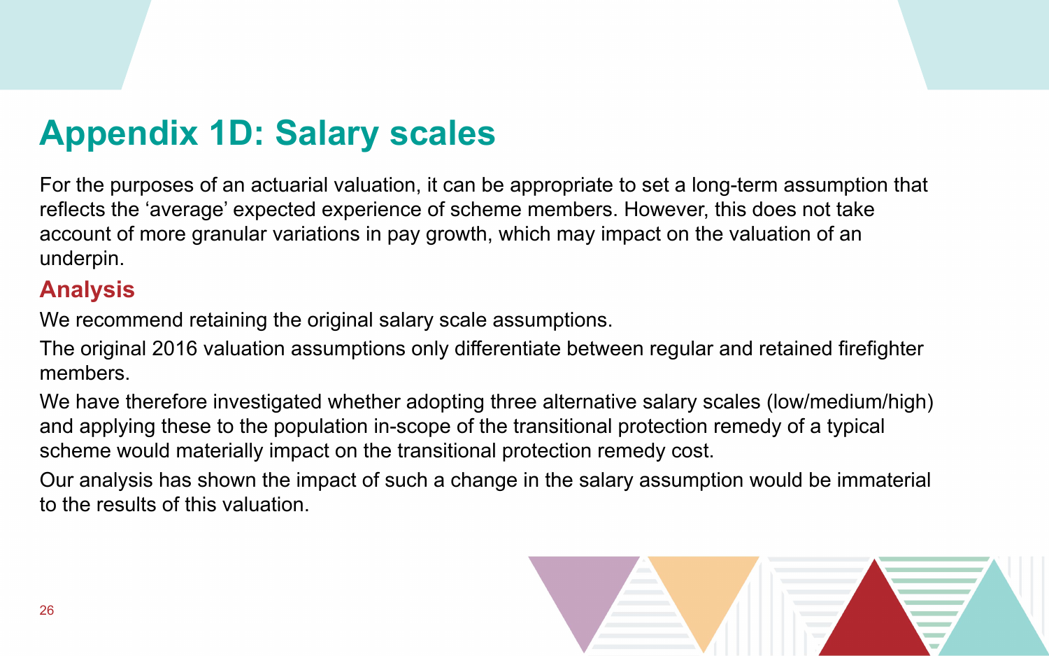# Appendix 1D: Salary scales

For the purposes of an actuarial valuation, it can be appropriate to set a long-term assumption that reflects the ‘average’ expected experience of scheme members. However, this does not take account of more granular variations in pay growth, which may impact on the valuation of an underpin.

## Analysis

We recommend retaining the original salary scale assumptions.

The original 2016 valuation assumptions only differentiate between regular and retained firefighter members.

We have therefore investigated whether adopting three alternative salary scales (low/medium/high) and applying these to the population in-scope of the transitional protection remedy of a typical scheme would materially impact on the transitional protection remedy cost.

Our analysis has shown the impact of such a change in the salary assumption would be immaterial to the results of this valuation.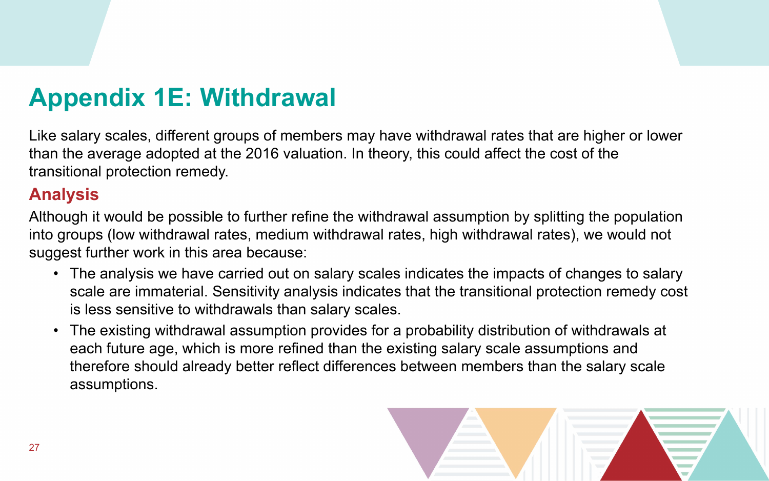# Appendix 1E: Withdrawal

Like salary scales, different groups of members may have withdrawal rates that are higher or lower than the average adopted at the 2016 valuation. In theory, this could affect the cost of the transitional protection remedy.

## Analysis

Although it would be possible to further refine the withdrawal assumption by splitting the population into groups (low withdrawal rates, medium withdrawal rates, high withdrawal rates), we would not suggest further work in this area because:

- The analysis we have carried out on salary scales indicates the impacts of changes to salary scale are immaterial. Sensitivity analysis indicates that the transitional protection remedy cost is less sensitive to withdrawals than salary scales.
- The existing withdrawal assumption provides for a probability distribution of withdrawals at each future age, which is more refined than the existing salary scale assumptions and therefore should already better reflect differences between members than the salary scale assumptions.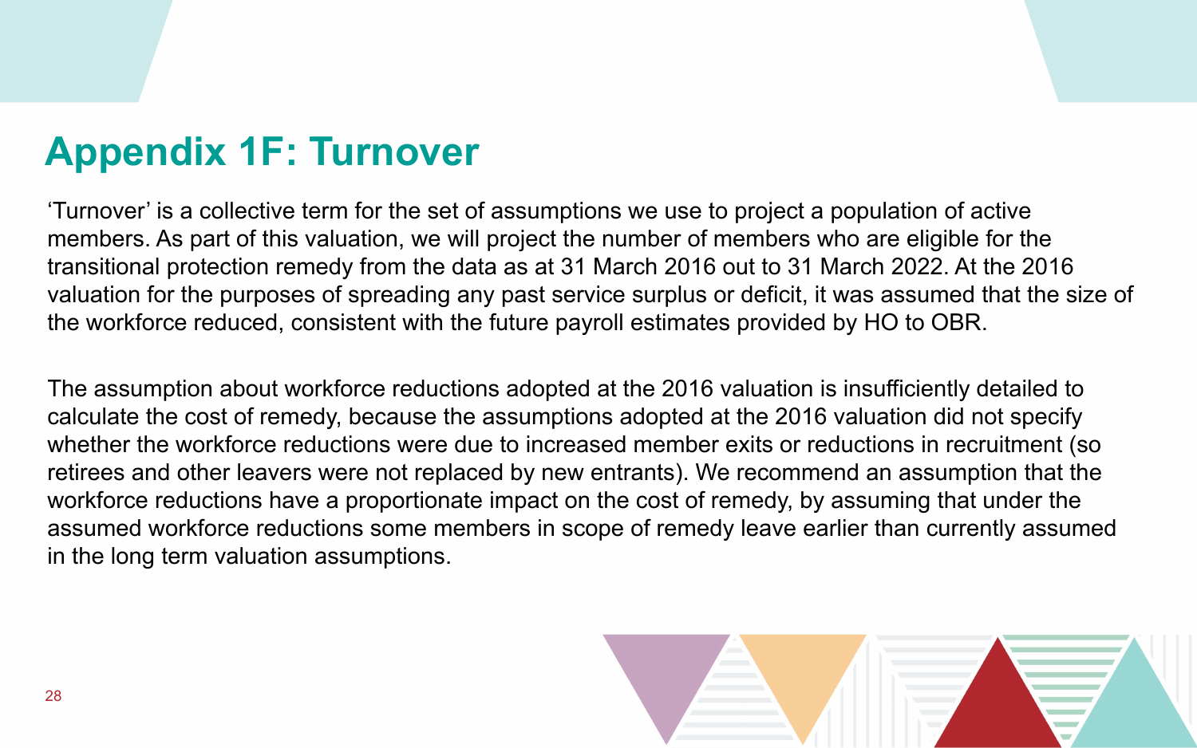# Appendix 1F: Turnover

'Turnover' is a collective term for the set of assumptions we use to project a population of active members. As part of this valuation, we will project the number of members who are eligible for the transitional protection remedy from the data as at 31 March 2016 out to 31 March 2022. At the 2016 valuation for the purposes of spreading any past service surplus or deficit, it was assumed that the size of the workforce reduced, consistent with the future payroll estimates provided by HO to OBR.

The assumption about workforce reductions adopted at the 2016 valuation is insufficiently detailed to calculate the cost of remedy, because the assumptions adopted at the 2016 valuation did not specify whether the workforce reductions were due to increased member exits or reductions in recruitment (so retirees and other leavers were not replaced by new entrants). We recommend an assumption that the workforce reductions have a proportionate impact on the cost of remedy, by assuming that under the assumed workforce reductions some members in scope of remedy leave earlier than currently assumed in the long term valuation assumptions.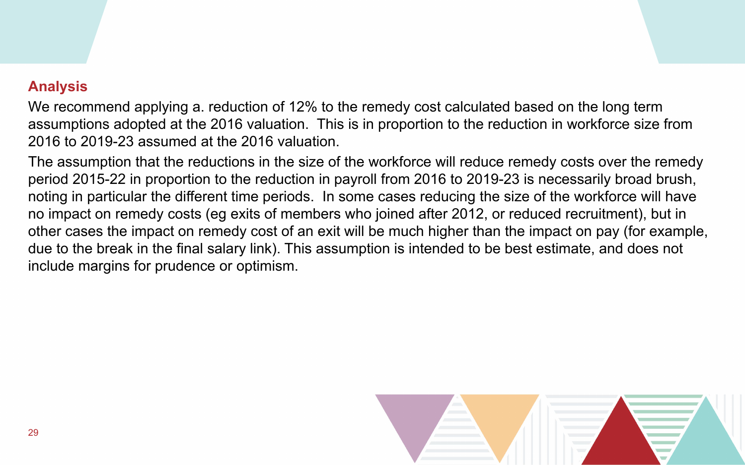## Analysis

We recommend applying a. reduction of 12% to the remedy cost calculated based on the long term assumptions adopted at the 2016 valuation.  This is in proportion to the reduction in workforce size from 2016 to 2019-23 assumed at the 2016 valuation.

The assumption that the reductions in the size of the workforce will reduce remedy costs over the remedy period 2015-22 in proportion to the reduction in payroll from 2016 to 2019-23 is necessarily broad brush, noting in particular the different time periods.  In some cases reducing the size of the workforce will have no impact on remedy costs (eg exits of members who joined after 2012, or reduced recruitment), but in other cases the impact on remedy cost of an exit will be much higher than the impact on pay (for example, due to the break in the final salary link). This assumption is intended to be best estimate, and does not include margins for prudence or optimism.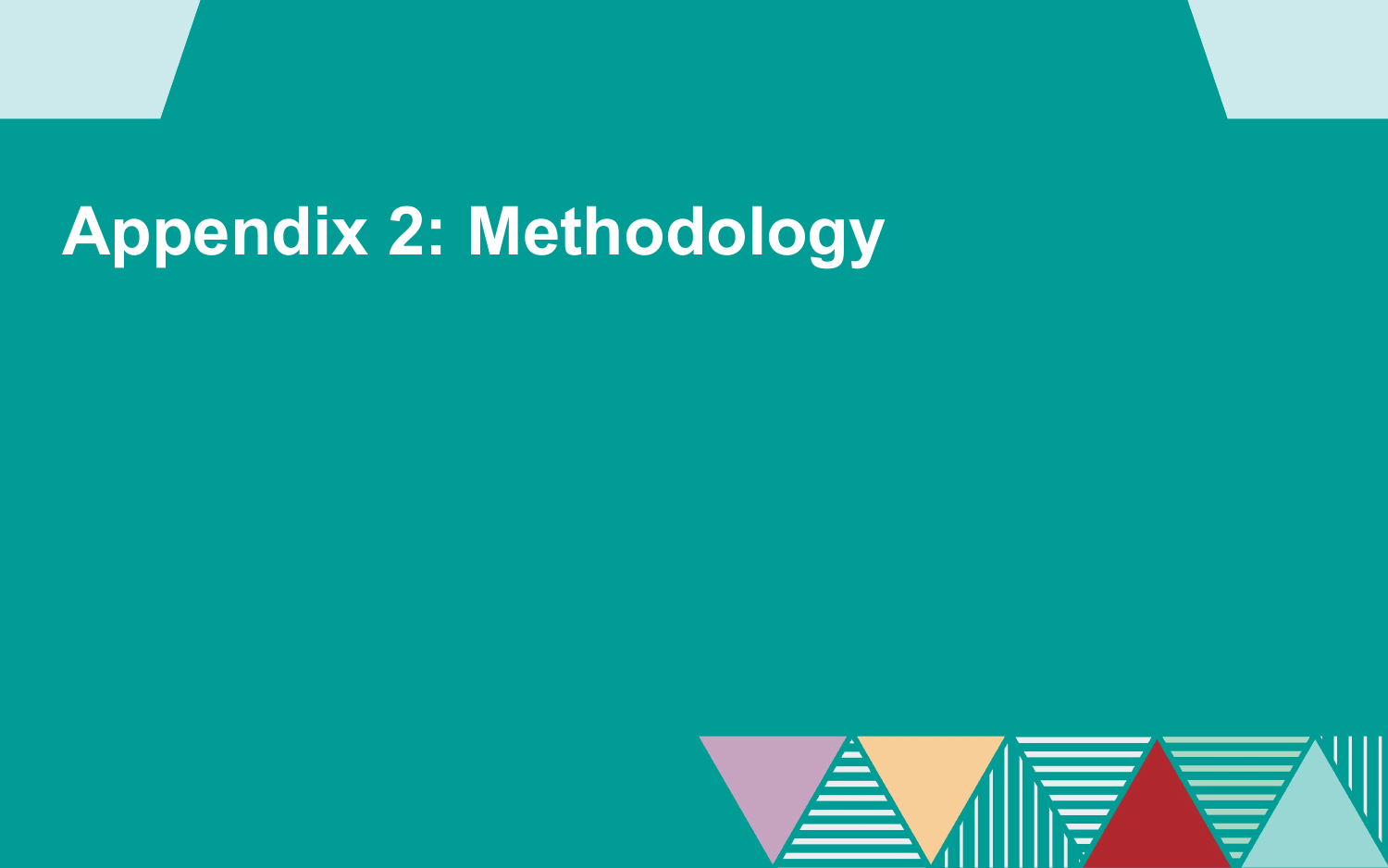# Appendix 2: Methodology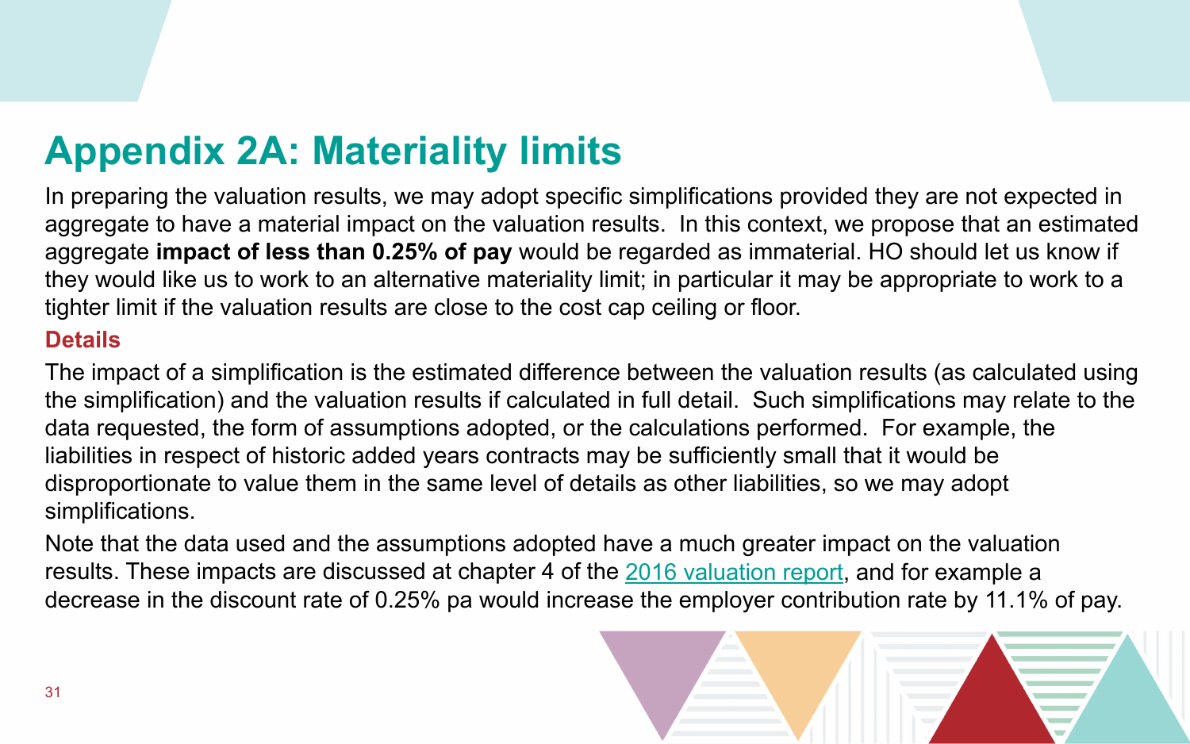# Appendix 2A: Materiality limits

In preparing the valuation results, we may adopt specific simplifications provided they are not expected in aggregate to have a material impact on the valuation results. In this context, we propose that an estimated aggregate **impact of less than 0.25% of pay** would be regarded as immaterial. HO should let us know if they would like us to work to an alternative materiality limit; in particular it may be appropriate to work to a tighter limit if the valuation results are close to the cost cap ceiling or floor.

### Details

The impact of a simplification is the estimated difference between the valuation results (as calculated using the simplification) and the valuation results if calculated in full detail. Such simplifications may relate to the data requested, the form of assumptions adopted, or the calculations performed. For example, the liabilities in respect of historic added years contracts may be sufficiently small that it would be disproportionate to value them in the same level of details as other liabilities, so we may adopt simplifications.

Note that the data used and the assumptions adopted have a much greater impact on the valuation results. These impacts are discussed at chapter 4 of the 2016 valuation report, and for example a decrease in the discount rate of 0.25% pa would increase the employer contribution rate by 11.1% of pay.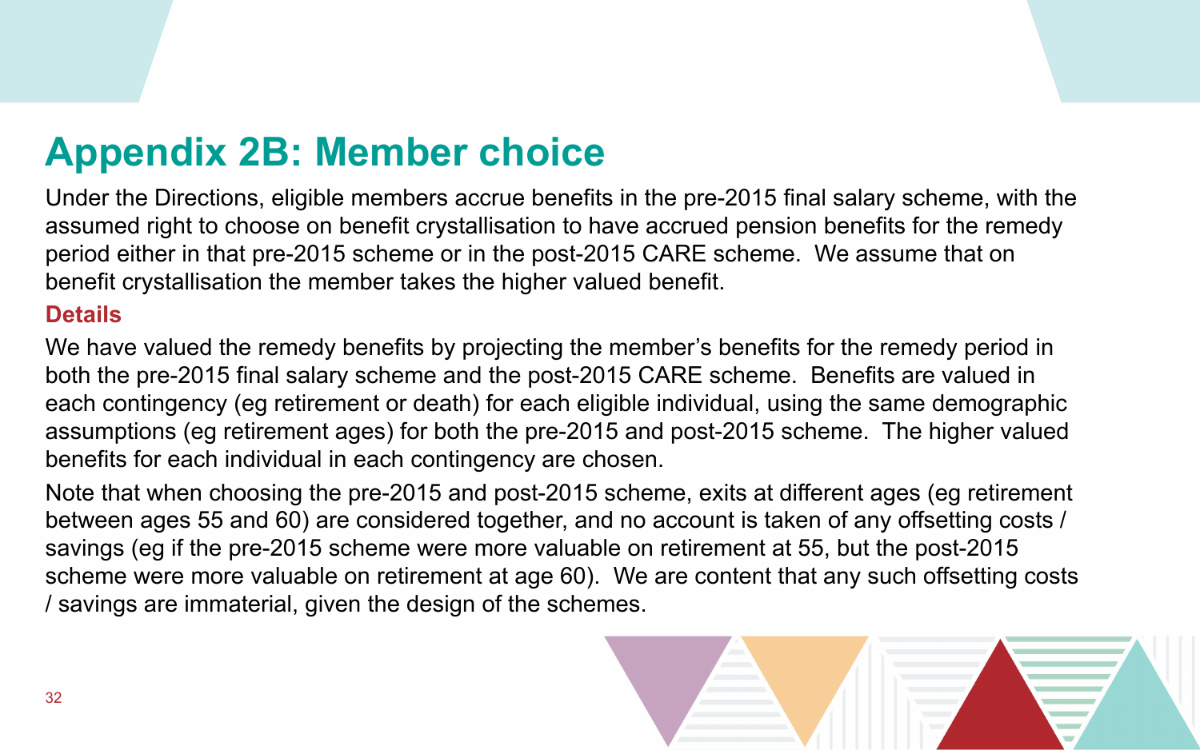# Appendix 2B: Member choice

Under the Directions, eligible members accrue benefits in the pre-2015 final salary scheme, with the assumed right to choose on benefit crystallisation to have accrued pension benefits for the remedy period either in that pre-2015 scheme or in the post-2015 CARE scheme. We assume that on benefit crystallisation the member takes the higher valued benefit.

## Details

We have valued the remedy benefits by projecting the member's benefits for the remedy period in both the pre-2015 final salary scheme and the post-2015 CARE scheme. Benefits are valued in each contingency (eg retirement or death) for each eligible individual, using the same demographic assumptions (eg retirement ages) for both the pre-2015 and post-2015 scheme. The higher valued benefits for each individual in each contingency are chosen.

Note that when choosing the pre-2015 and post-2015 scheme, exits at different ages (eg retirement between ages 55 and 60) are considered together, and no account is taken of any offsetting costs / savings (eg if the pre-2015 scheme were more valuable on retirement at 55, but the post-2015 scheme were more valuable on retirement at age 60). We are content that any such offsetting costs / savings are immaterial, given the design of the schemes.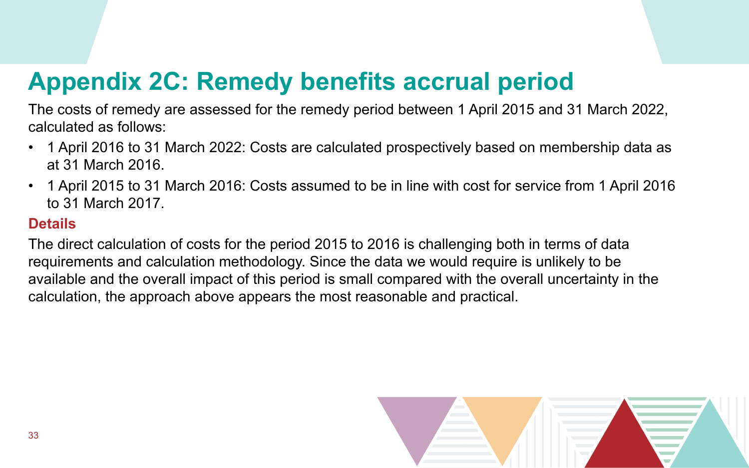# Appendix 2C: Remedy benefits accrual period

The costs of remedy are assessed for the remedy period between 1 April 2015 and 31 March 2022, calculated as follows:

- 1 April 2016 to 31 March 2022: Costs are calculated prospectively based on membership data as at 31 March 2016.
- 1 April 2015 to 31 March 2016: Costs assumed to be in line with cost for service from 1 April 2016 to 31 March 2017.

### Details

The direct calculation of costs for the period 2015 to 2016 is challenging both in terms of data requirements and calculation methodology. Since the data we would require is unlikely to be available and the overall impact of this period is small compared with the overall uncertainty in the calculation, the approach above appears the most reasonable and practical.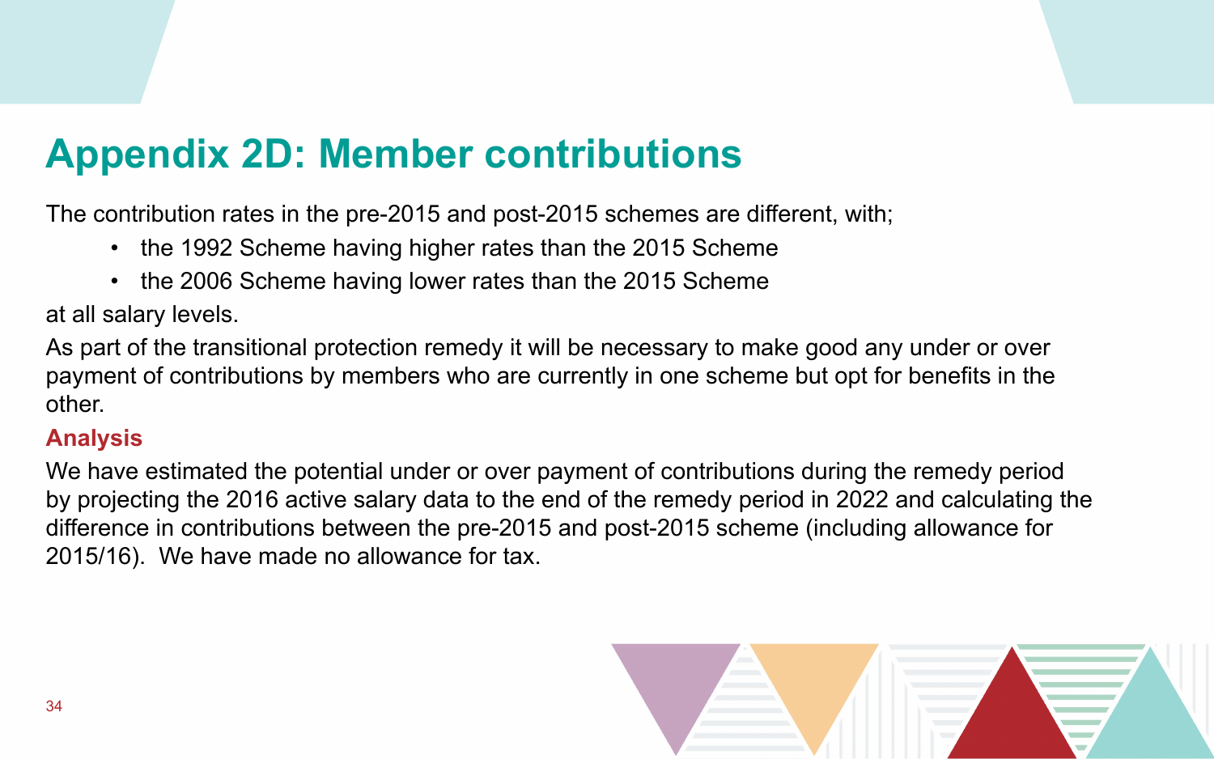# Appendix 2D: Member contributions

The contribution rates in the pre-2015 and post-2015 schemes are different, with;

- the 1992 Scheme having higher rates than the 2015 Scheme
- the 2006 Scheme having lower rates than the 2015 Scheme

at all salary levels.

As part of the transitional protection remedy it will be necessary to make good any under or over payment of contributions by members who are currently in one scheme but opt for benefits in the other.

## Analysis

We have estimated the potential under or over payment of contributions during the remedy period by projecting the 2016 active salary data to the end of the remedy period in 2022 and calculating the difference in contributions between the pre-2015 and post-2015 scheme (including allowance for 2015/16). We have made no allowance for tax.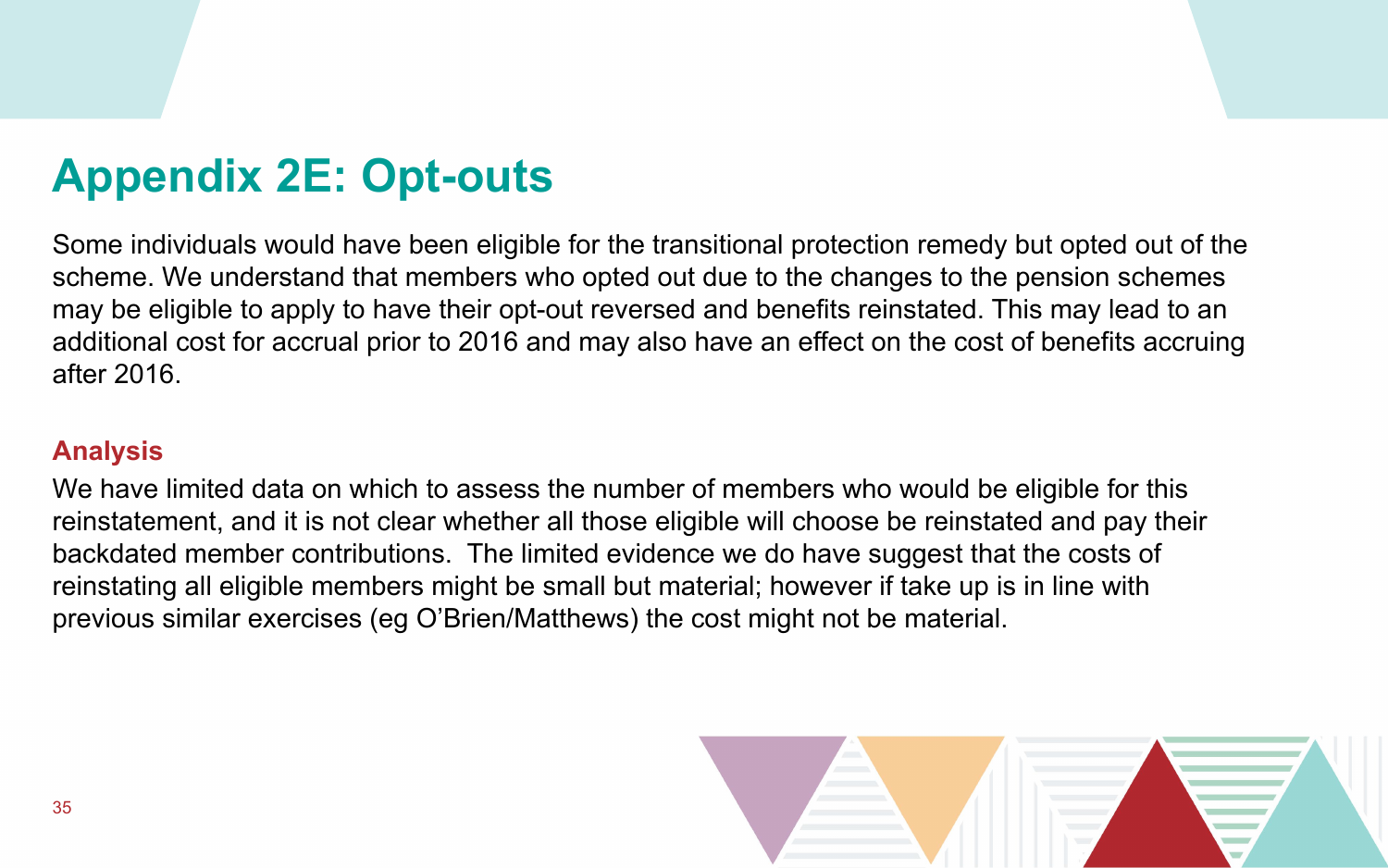# Appendix 2E: Opt-outs

Some individuals would have been eligible for the transitional protection remedy but opted out of the scheme. We understand that members who opted out due to the changes to the pension schemes may be eligible to apply to have their opt-out reversed and benefits reinstated. This may lead to an additional cost for accrual prior to 2016 and may also have an effect on the cost of benefits accruing after 2016.

## Analysis

We have limited data on which to assess the number of members who would be eligible for this reinstatement, and it is not clear whether all those eligible will choose be reinstated and pay their backdated member contributions. The limited evidence we do have suggest that the costs of reinstating all eligible members might be small but material; however if take up is in line with previous similar exercises (eg O'Brien/Matthews) the cost might not be material.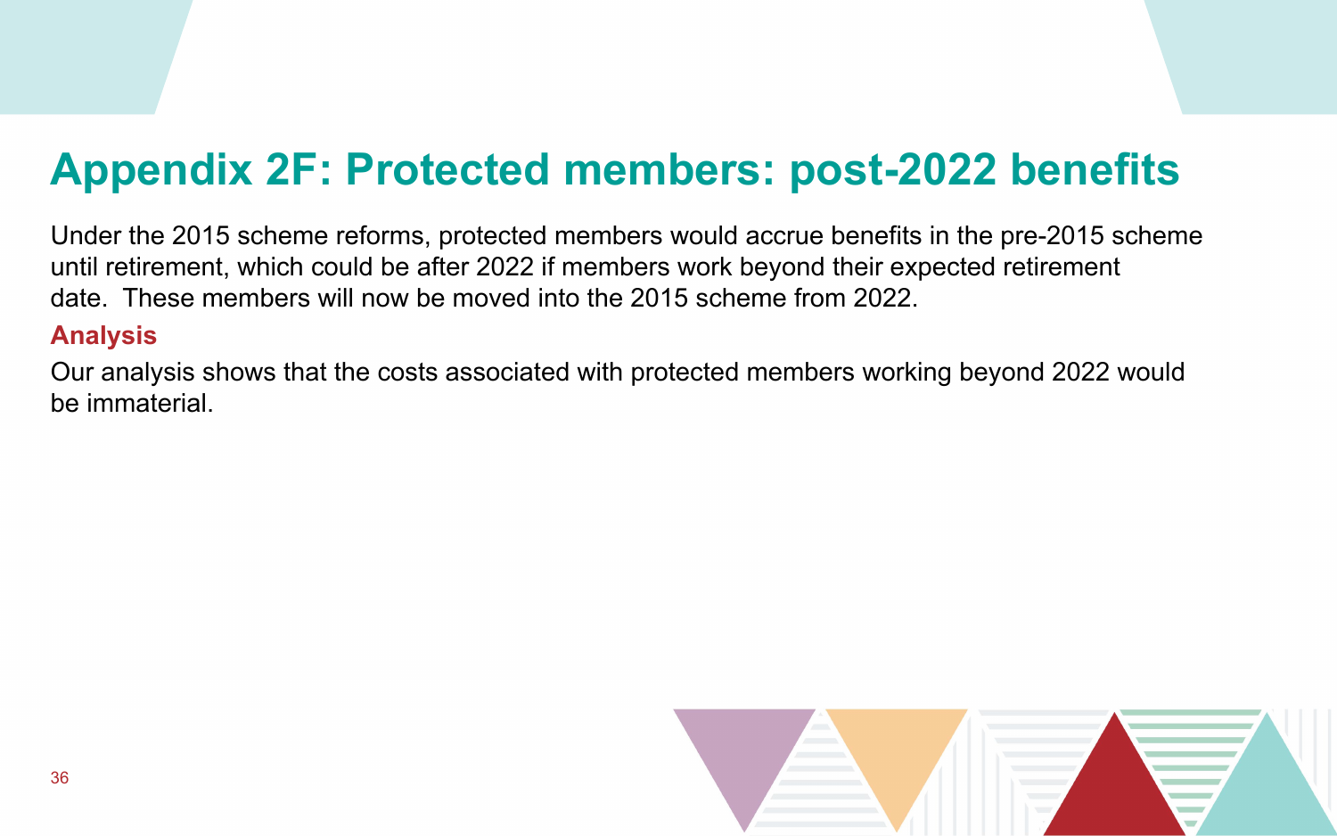# Appendix 2F: Protected members: post-2022 benefits

Under the 2015 scheme reforms, protected members would accrue benefits in the pre-2015 scheme until retirement, which could be after 2022 if members work beyond their expected retirement date.  These members will now be moved into the 2015 scheme from 2022.

### Analysis

Our analysis shows that the costs associated with protected members working beyond 2022 would be immaterial.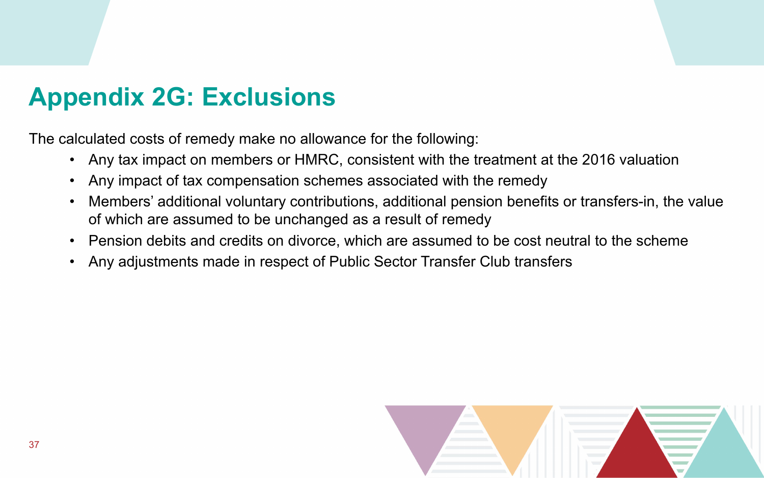# Appendix 2G: Exclusions

The calculated costs of remedy make no allowance for the following:

- Any tax impact on members or HMRC, consistent with the treatment at the 2016 valuation
- Any impact of tax compensation schemes associated with the remedy
- Members' additional voluntary contributions, additional pension benefits or transfers-in, the value of which are assumed to be unchanged as a result of remedy
- Pension debits and credits on divorce, which are assumed to be cost neutral to the scheme
- Any adjustments made in respect of Public Sector Transfer Club transfers